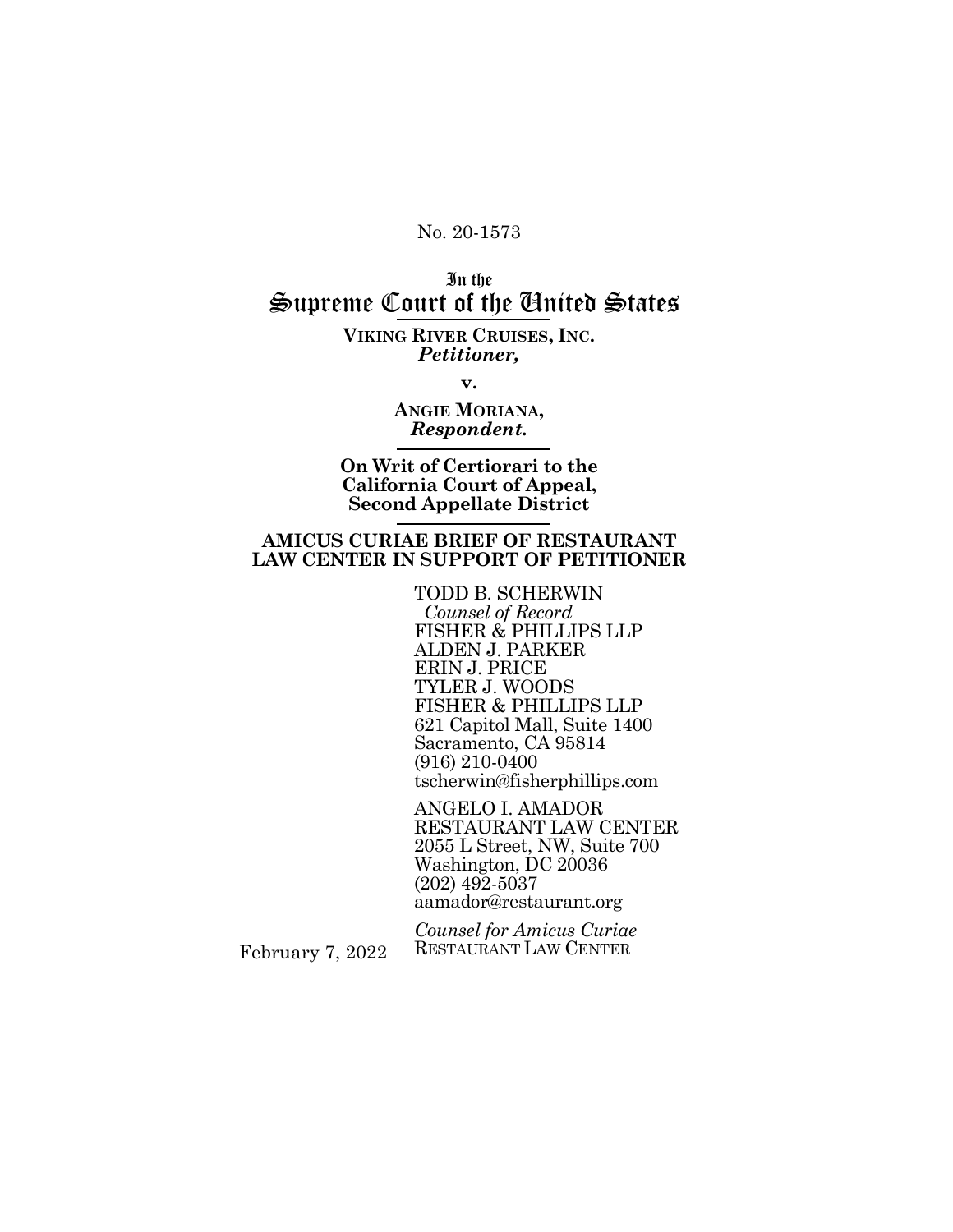No. 20-1573

In the
# Supreme Court of the United States

**VIKING RIVER CRUISES, INC.**
***Petitioner,***

**v.**

**ANGIE MORIANA,**
***Respondent.***

**On Writ of Certiorari to the California Court of Appeal, Second Appellate District**

**AMICUS CURIAE BRIEF OF RESTAURANT LAW CENTER IN SUPPORT OF PETITIONER**

TODD B. SCHERWIN
*Counsel of Record*
FISHER & PHILLIPS LLP
ALDEN J. PARKER
ERIN J. PRICE
TYLER J. WOODS
FISHER & PHILLIPS LLP
621 Capitol Mall, Suite 1400
Sacramento, CA 95814
(916) 210-0400
tscherwin@fisherphillips.com

ANGELO I. AMADOR
RESTAURANT LAW CENTER
2055 L Street, NW, Suite 700
Washington, DC 20036
(202) 492-5037
aamador@restaurant.org

*Counsel for Amicus Curiae*
RESTAURANT LAW CENTER

February 7, 2022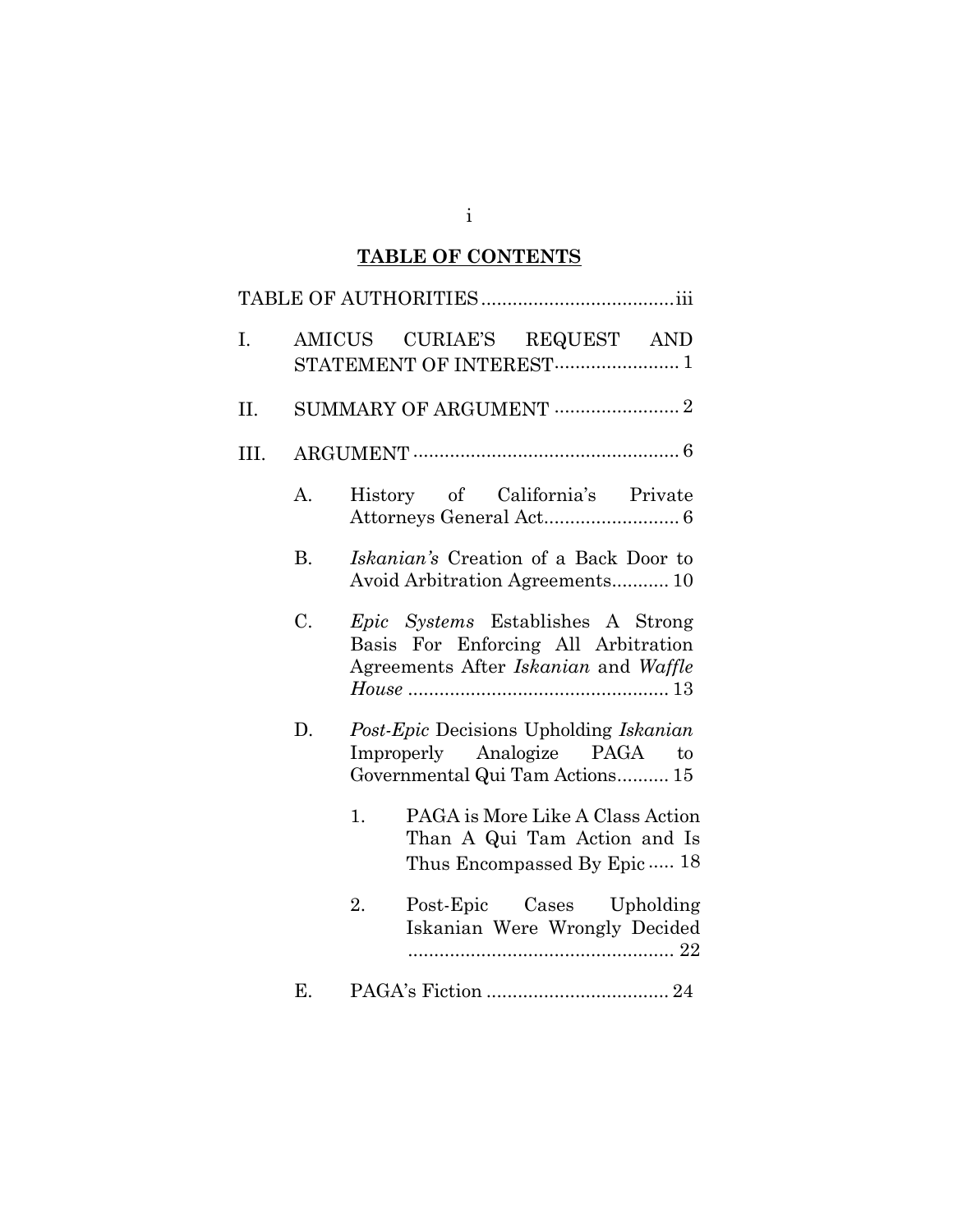## TABLE OF CONTENTS

TABLE OF AUTHORITIES ..................................... iii

I. AMICUS CURIAE'S REQUEST AND STATEMENT OF INTEREST ........................ 1

II. SUMMARY OF ARGUMENT ........................ 2

III. ARGUMENT ................................................... 6

  A. History of California's Private Attorneys General Act.......................... 6

  B. *Iskanian's* Creation of a Back Door to Avoid Arbitration Agreements........... 10

  C. *Epic Systems* Establishes A Strong Basis For Enforcing All Arbitration Agreements After *Iskanian* and *Waffle House* .................................................. 13

  D. *Post-Epic* Decisions Upholding *Iskanian* Improperly Analogize PAGA to Governmental Qui Tam Actions.......... 15

    1. PAGA is More Like A Class Action Than A Qui Tam Action and Is Thus Encompassed By Epic ..... 18

    2. Post-Epic Cases Upholding Iskanian Were Wrongly Decided .................................................... 22

  E. PAGA's Fiction ................................... 24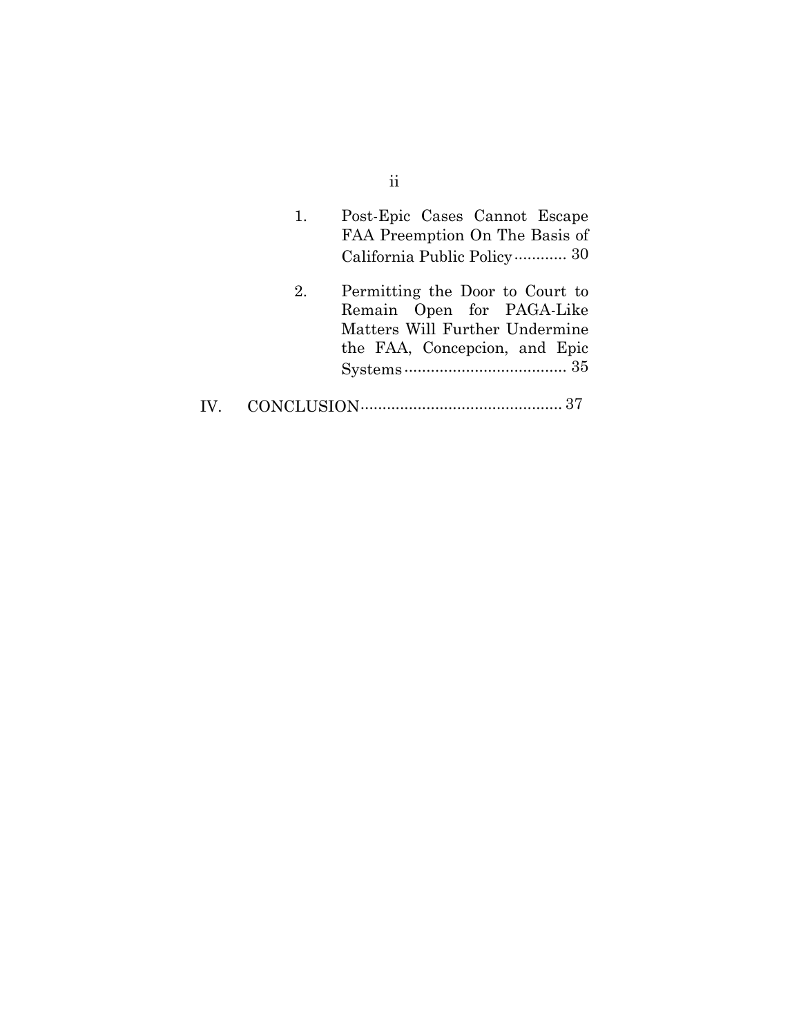1. Post-Epic Cases Cannot Escape FAA Preemption On The Basis of California Public Policy ............ 30

2. Permitting the Door to Court to Remain Open for PAGA-Like Matters Will Further Undermine the FAA, Concepcion, and Epic Systems ..................................... 35

IV. CONCLUSION .............................................. 37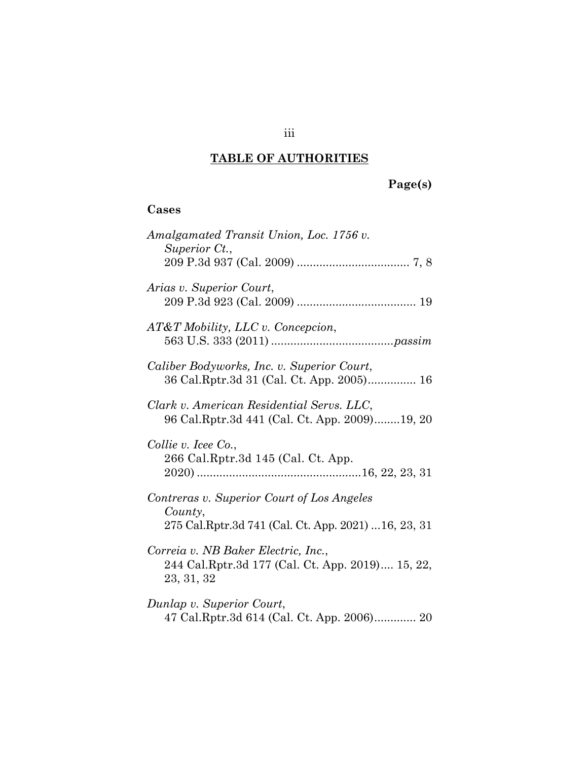## TABLE OF AUTHORITIES

**Page(s)**

### Cases

*Amalgamated Transit Union, Loc. 1756 v. Superior Ct.*,
209 P.3d 937 (Cal. 2009) .................................... 7, 8

*Arias v. Superior Court*,
209 P.3d 923 (Cal. 2009) ..................................... 19

*AT&T Mobility, LLC v. Concepcion*,
563 U.S. 333 (2011) ......................................*passim*

*Caliber Bodyworks, Inc. v. Superior Court*,
36 Cal.Rptr.3d 31 (Cal. Ct. App. 2005)............... 16

*Clark v. American Residential Servs. LLC*,
96 Cal.Rptr.3d 441 (Cal. Ct. App. 2009)........19, 20

*Collie v. Icee Co.*,
266 Cal.Rptr.3d 145 (Cal. Ct. App. 2020) ...................................................16, 22, 23, 31

*Contreras v. Superior Court of Los Angeles County*,
275 Cal.Rptr.3d 741 (Cal. Ct. App. 2021) ...16, 23, 31

*Correia v. NB Baker Electric, Inc.*,
244 Cal.Rptr.3d 177 (Cal. Ct. App. 2019).... 15, 22, 23, 31, 32

*Dunlap v. Superior Court*,
47 Cal.Rptr.3d 614 (Cal. Ct. App. 2006)............. 20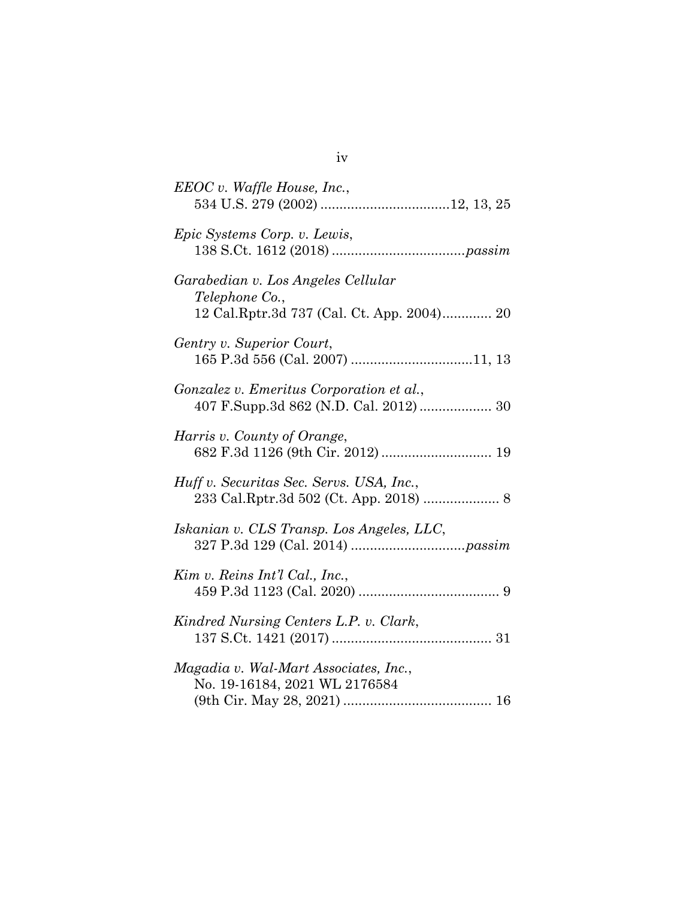*EEOC v. Waffle House, Inc.*,
534 U.S. 279 (2002) .................................12, 13, 25

*Epic Systems Corp. v. Lewis*,
138 S.Ct. 1612 (2018) ..................................*passim*

*Garabedian v. Los Angeles Cellular Telephone Co.*,
12 Cal.Rptr.3d 737 (Cal. Ct. App. 2004)............. 20

*Gentry v. Superior Court*,
165 P.3d 556 (Cal. 2007) ................................11, 13

*Gonzalez v. Emeritus Corporation et al.*,
407 F.Supp.3d 862 (N.D. Cal. 2012)................... 30

*Harris v. County of Orange*,
682 F.3d 1126 (9th Cir. 2012)............................. 19

*Huff v. Securitas Sec. Servs. USA, Inc.*,
233 Cal.Rptr.3d 502 (Ct. App. 2018) .................... 8

*Iskanian v. CLS Transp. Los Angeles, LLC*,
327 P.3d 129 (Cal. 2014) ..............................*passim*

*Kim v. Reins Int'l Cal., Inc.*,
459 P.3d 1123 (Cal. 2020) ..................................... 9

*Kindred Nursing Centers L.P. v. Clark*,
137 S.Ct. 1421 (2017).......................................... 31

*Magadia v. Wal-Mart Associates, Inc.*,
No. 19-16184, 2021 WL 2176584
(9th Cir. May 28, 2021) ....................................... 16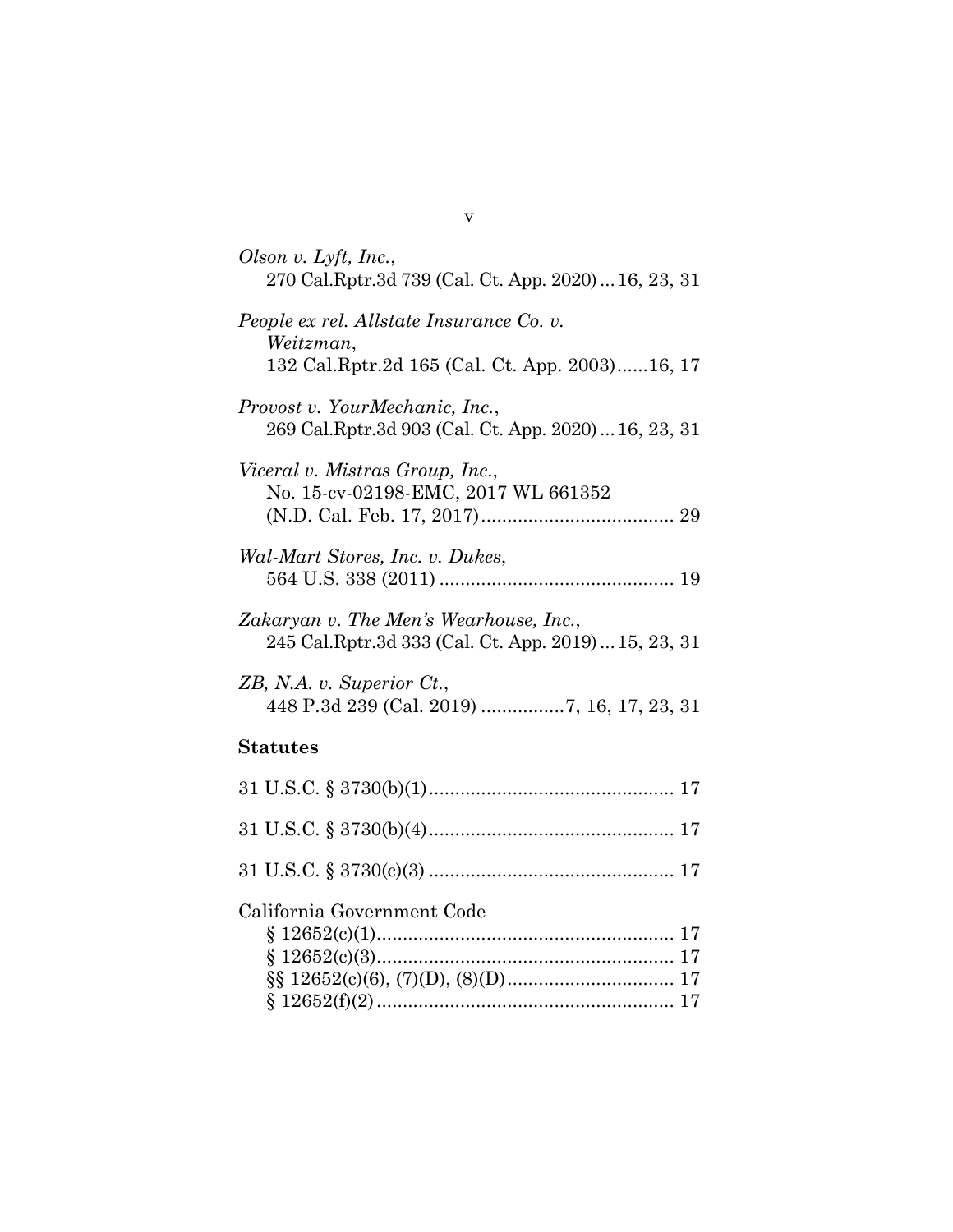*Olson v. Lyft, Inc.*,
270 Cal.Rptr.3d 739 (Cal. Ct. App. 2020) ... 16, 23, 31

*People ex rel. Allstate Insurance Co. v. Weitzman*,
132 Cal.Rptr.2d 165 (Cal. Ct. App. 2003)......16, 17

*Provost v. YourMechanic, Inc.*,
269 Cal.Rptr.3d 903 (Cal. Ct. App. 2020) ... 16, 23, 31

*Viceral v. Mistras Group, Inc.*,
No. 15-cv-02198-EMC, 2017 WL 661352 (N.D. Cal. Feb. 17, 2017)..................................... 29

*Wal-Mart Stores, Inc. v. Dukes*,
564 U.S. 338 (2011) ............................................ 19

*Zakaryan v. The Men's Wearhouse, Inc.*,
245 Cal.Rptr.3d 333 (Cal. Ct. App. 2019) ... 15, 23, 31

*ZB, N.A. v. Superior Ct.*,
448 P.3d 239 (Cal. 2019) ................7, 16, 17, 23, 31

**Statutes**

31 U.S.C. § 3730(b)(1).............................................. 17

31 U.S.C. § 3730(b)(4).............................................. 17

31 U.S.C. § 3730(c)(3) .............................................. 17

California Government Code
§ 12652(c)(1)........................................................ 17
§ 12652(c)(3)........................................................ 17
§§ 12652(c)(6), (7)(D), (8)(D)................................ 17
§ 12652(f)(2)......................................................... 17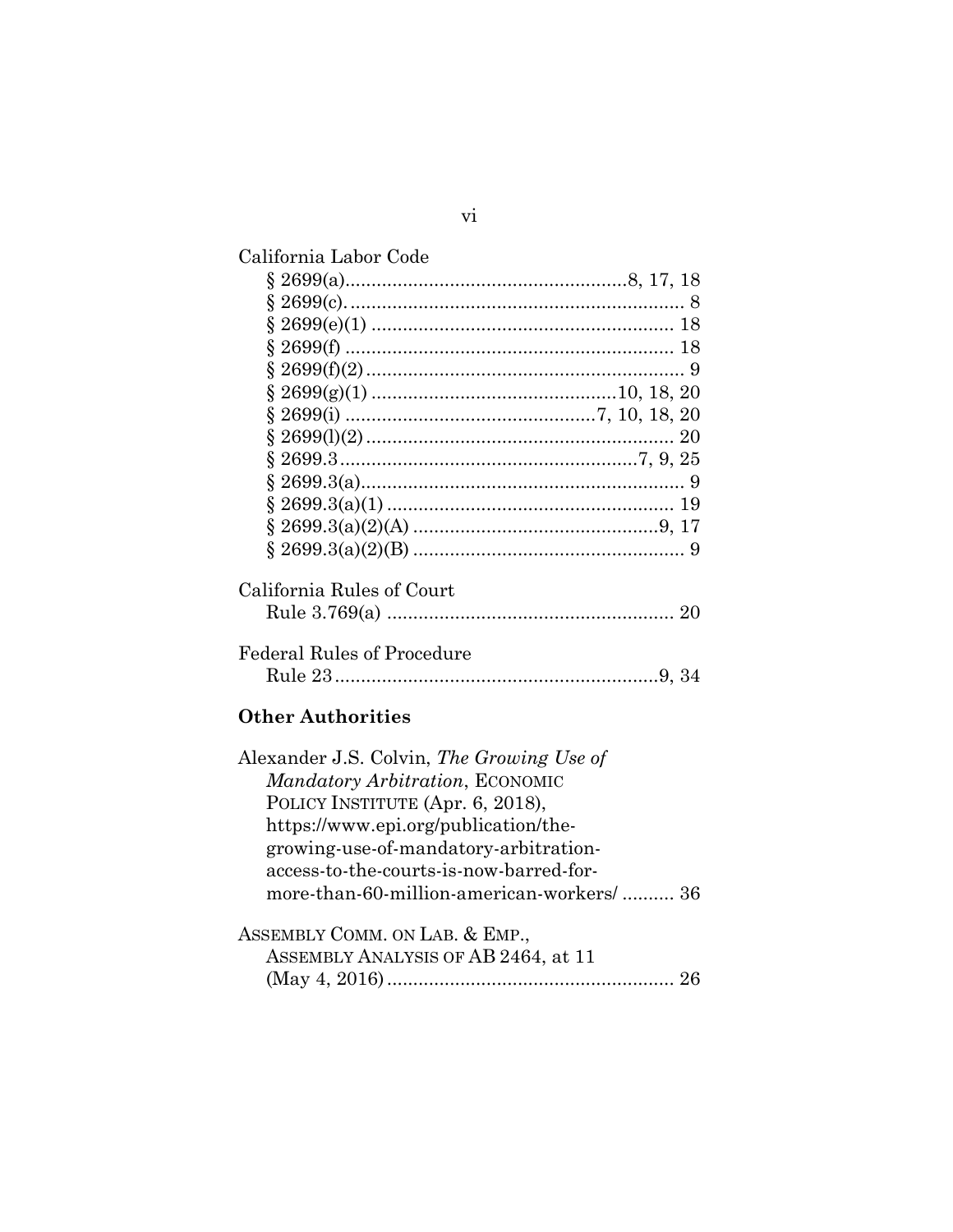California Labor Code

§ 2699(a) ........................................................ 8, 17, 18
§ 2699(c). ................................................................ 8
§ 2699(e)(1) .......................................................... 18
§ 2699(f) ............................................................... 18
§ 2699(f)(2) ............................................................. 9
§ 2699(g)(1) ............................................... 10, 18, 20
§ 2699(i) ................................................ 7, 10, 18, 20
§ 2699(l)(2) ........................................................... 20
§ 2699.3 ........................................................ 7, 9, 25
§ 2699.3(a) .............................................................. 9
§ 2699.3(a)(1) ....................................................... 19
§ 2699.3(a)(2)(A) ................................................ 9, 17
§ 2699.3(a)(2)(B) .................................................... 9

California Rules of Court

Rule 3.769(a) ....................................................... 20

Federal Rules of Procedure

Rule 23 ............................................................ 9, 34

## Other Authorities

Alexander J.S. Colvin, *The Growing Use of Mandatory Arbitration*, ECONOMIC POLICY INSTITUTE (Apr. 6, 2018), https://www.epi.org/publication/the-growing-use-of-mandatory-arbitration-access-to-the-courts-is-now-barred-for-more-than-60-million-american-workers/ .......... 36

ASSEMBLY COMM. ON LAB. & EMP., ASSEMBLY ANALYSIS OF AB 2464, at 11 (May 4, 2016) ....................................................... 26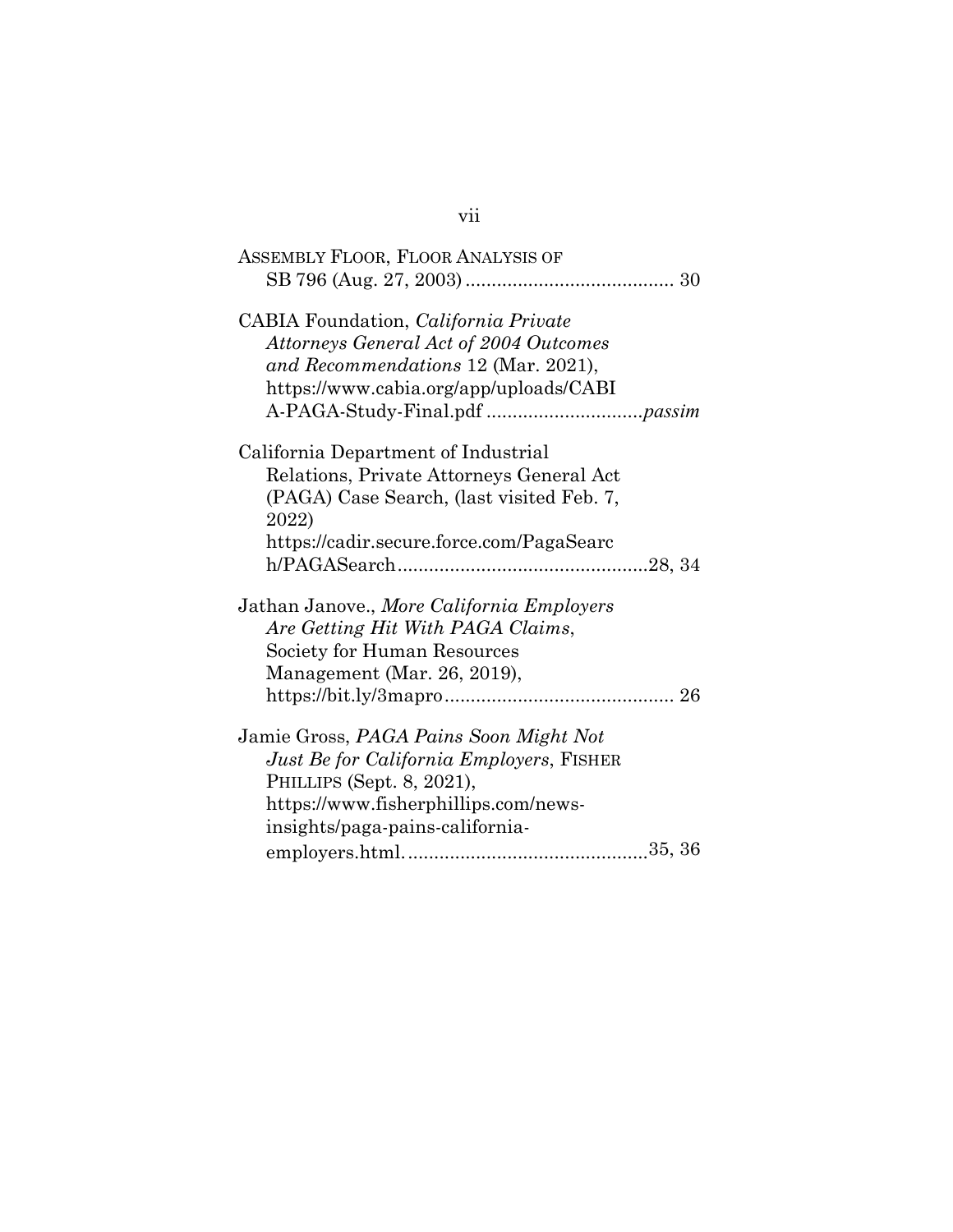ASSEMBLY FLOOR, FLOOR ANALYSIS OF SB 796 (Aug. 27, 2003) ........................................ 30

CABIA Foundation, *California Private Attorneys General Act of 2004 Outcomes and Recommendations* 12 (Mar. 2021), https://www.cabia.org/app/uploads/CABIA-PAGA-Study-Final.pdf .............................*passim*

California Department of Industrial Relations, Private Attorneys General Act (PAGA) Case Search, (last visited Feb. 7, 2022) https://cadir.secure.force.com/PagaSearch/PAGASearch ................................................28, 34

Jathan Janove., *More California Employers Are Getting Hit With PAGA Claims*, Society for Human Resources Management (Mar. 26, 2019), https://bit.ly/3mapro ............................................ 26

Jamie Gross, *PAGA Pains Soon Might Not Just Be for California Employers*, FISHER PHILLIPS (Sept. 8, 2021), https://www.fisherphillips.com/news-insights/paga-pains-california-employers.html. ..............................................35, 36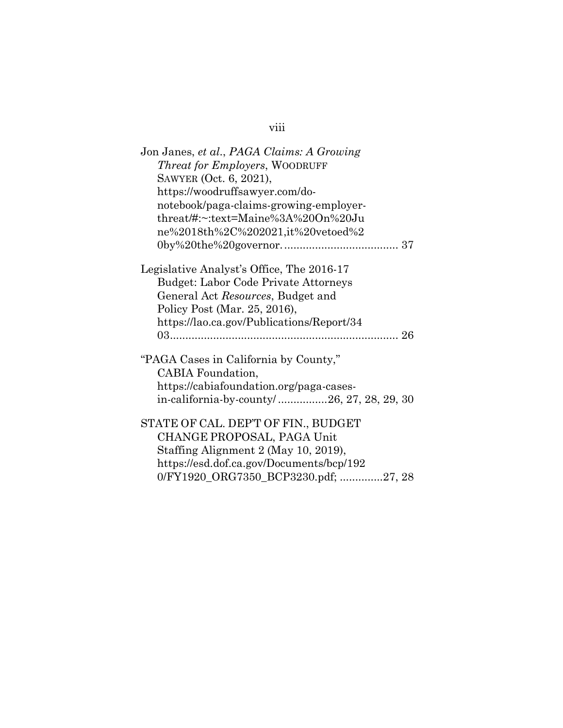Jon Janes, *et al.*, *PAGA Claims: A Growing Threat for Employers*, WOODRUFF SAWYER (Oct. 6, 2021), https://woodruffsawyer.com/do-notebook/paga-claims-growing-employer-threat/#:~:text=Maine%3A%20On%20June%2018th%2C%202021,it%20vetoed%20by%20the%20governor. .................................... 37

Legislative Analyst's Office, The 2016-17 Budget: Labor Code Private Attorneys General Act *Resources*, Budget and Policy Post (Mar. 25, 2016), https://lao.ca.gov/Publications/Report/3403......................................................................... 26

"PAGA Cases in California by County," CABIA Foundation, https://cabiafoundation.org/paga-cases-in-california-by-county/ ................26, 27, 28, 29, 30

STATE OF CAL. DEP'T OF FIN., BUDGET CHANGE PROPOSAL, PAGA Unit Staffing Alignment 2 (May 10, 2019), https://esd.dof.ca.gov/Documents/bcp/1920/FY1920_ORG7350_BCP3230.pdf; ..............27, 28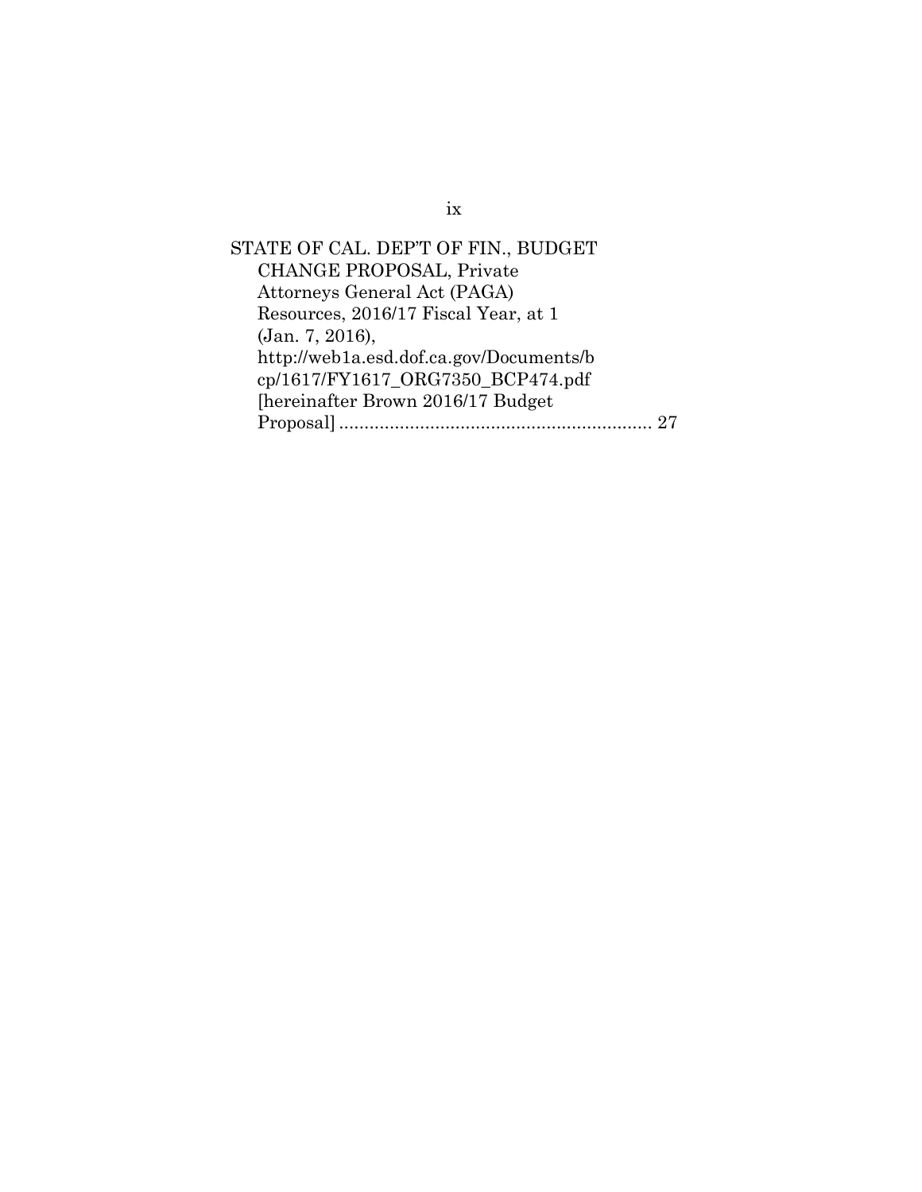STATE OF CAL. DEP'T OF FIN., BUDGET CHANGE PROPOSAL, Private Attorneys General Act (PAGA) Resources, 2016/17 Fiscal Year, at 1 (Jan. 7, 2016), http://web1a.esd.dof.ca.gov/Documents/bcp/1617/FY1617_ORG7350_BCP474.pdf [hereinafter Brown 2016/17 Budget Proposal] .............................................................. 27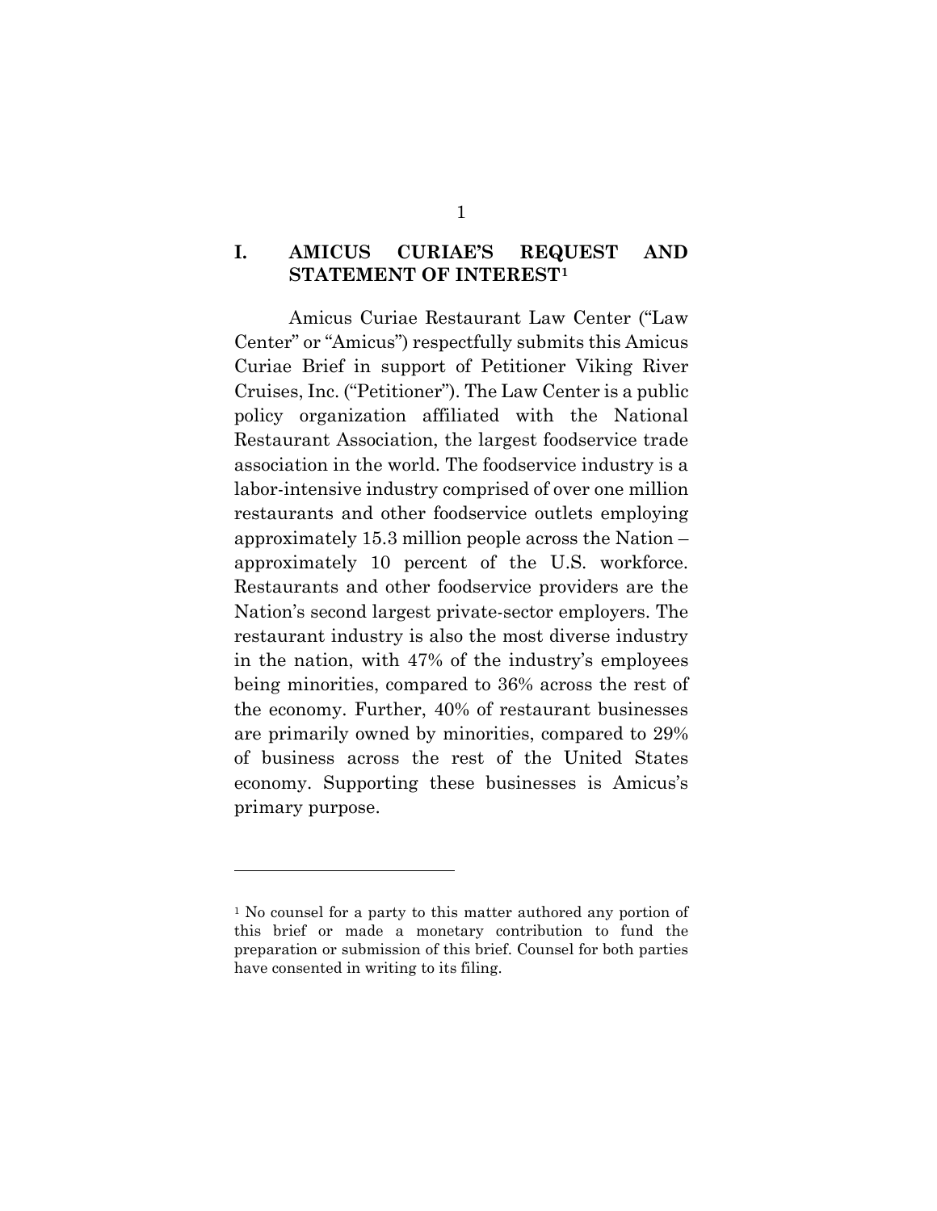## I. AMICUS CURIAE'S REQUEST AND STATEMENT OF INTEREST[1]

Amicus Curiae Restaurant Law Center ("Law Center" or "Amicus") respectfully submits this Amicus Curiae Brief in support of Petitioner Viking River Cruises, Inc. ("Petitioner"). The Law Center is a public policy organization affiliated with the National Restaurant Association, the largest foodservice trade association in the world. The foodservice industry is a labor-intensive industry comprised of over one million restaurants and other foodservice outlets employing approximately 15.3 million people across the Nation – approximately 10 percent of the U.S. workforce. Restaurants and other foodservice providers are the Nation's second largest private-sector employers. The restaurant industry is also the most diverse industry in the nation, with 47% of the industry's employees being minorities, compared to 36% across the rest of the economy. Further, 40% of restaurant businesses are primarily owned by minorities, compared to 29% of business across the rest of the United States economy. Supporting these businesses is Amicus's primary purpose.

---

[1] No counsel for a party to this matter authored any portion of this brief or made a monetary contribution to fund the preparation or submission of this brief. Counsel for both parties have consented in writing to its filing.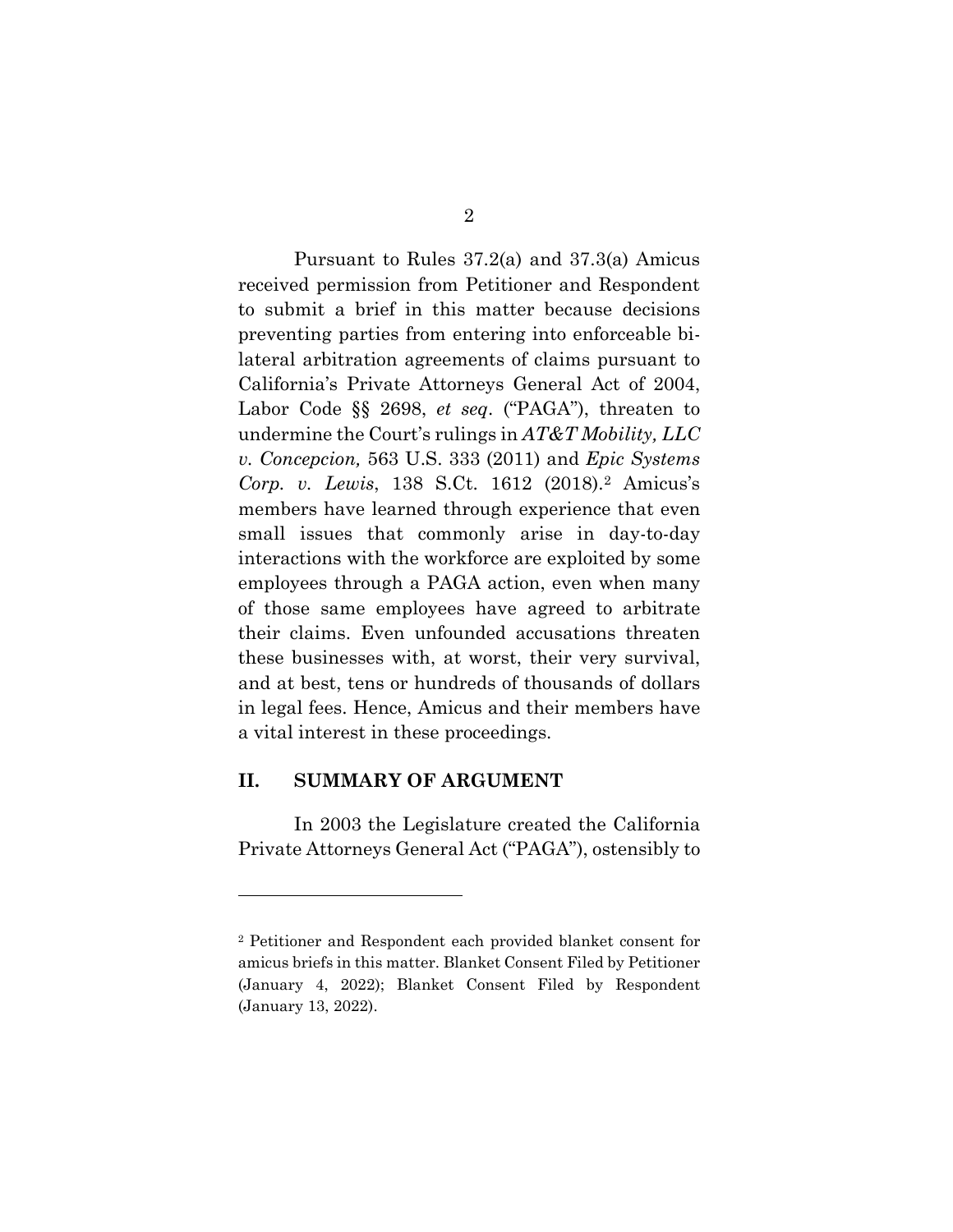Pursuant to Rules 37.2(a) and 37.3(a) Amicus received permission from Petitioner and Respondent to submit a brief in this matter because decisions preventing parties from entering into enforceable bilateral arbitration agreements of claims pursuant to California's Private Attorneys General Act of 2004, Labor Code §§ 2698, *et seq*. ("PAGA"), threaten to undermine the Court's rulings in *AT&T Mobility, LLC v. Concepcion,* 563 U.S. 333 (2011) and *Epic Systems Corp. v. Lewis*, 138 S.Ct. 1612 (2018).[2] Amicus's members have learned through experience that even small issues that commonly arise in day-to-day interactions with the workforce are exploited by some employees through a PAGA action, even when many of those same employees have agreed to arbitrate their claims. Even unfounded accusations threaten these businesses with, at worst, their very survival, and at best, tens or hundreds of thousands of dollars in legal fees. Hence, Amicus and their members have a vital interest in these proceedings.

## II. SUMMARY OF ARGUMENT

In 2003 the Legislature created the California Private Attorneys General Act ("PAGA"), ostensibly to

---

[2] Petitioner and Respondent each provided blanket consent for amicus briefs in this matter. Blanket Consent Filed by Petitioner (January 4, 2022); Blanket Consent Filed by Respondent (January 13, 2022).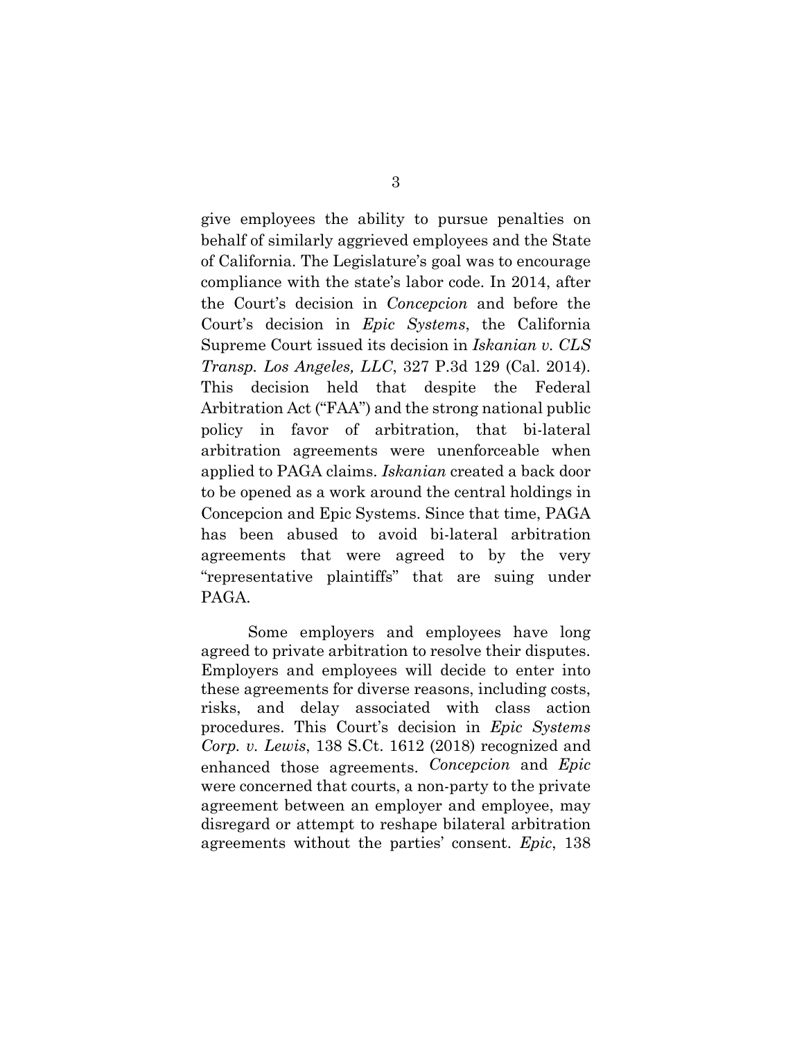give employees the ability to pursue penalties on behalf of similarly aggrieved employees and the State of California. The Legislature's goal was to encourage compliance with the state's labor code. In 2014, after the Court's decision in *Concepcion* and before the Court's decision in *Epic Systems*, the California Supreme Court issued its decision in *Iskanian v. CLS Transp. Los Angeles, LLC*, 327 P.3d 129 (Cal. 2014). This decision held that despite the Federal Arbitration Act ("FAA") and the strong national public policy in favor of arbitration, that bi-lateral arbitration agreements were unenforceable when applied to PAGA claims. *Iskanian* created a back door to be opened as a work around the central holdings in Concepcion and Epic Systems. Since that time, PAGA has been abused to avoid bi-lateral arbitration agreements that were agreed to by the very "representative plaintiffs" that are suing under PAGA.

Some employers and employees have long agreed to private arbitration to resolve their disputes. Employers and employees will decide to enter into these agreements for diverse reasons, including costs, risks, and delay associated with class action procedures. This Court's decision in *Epic Systems Corp. v. Lewis*, 138 S.Ct. 1612 (2018) recognized and enhanced those agreements. *Concepcion* and *Epic* were concerned that courts, a non-party to the private agreement between an employer and employee, may disregard or attempt to reshape bilateral arbitration agreements without the parties' consent. *Epic*, 138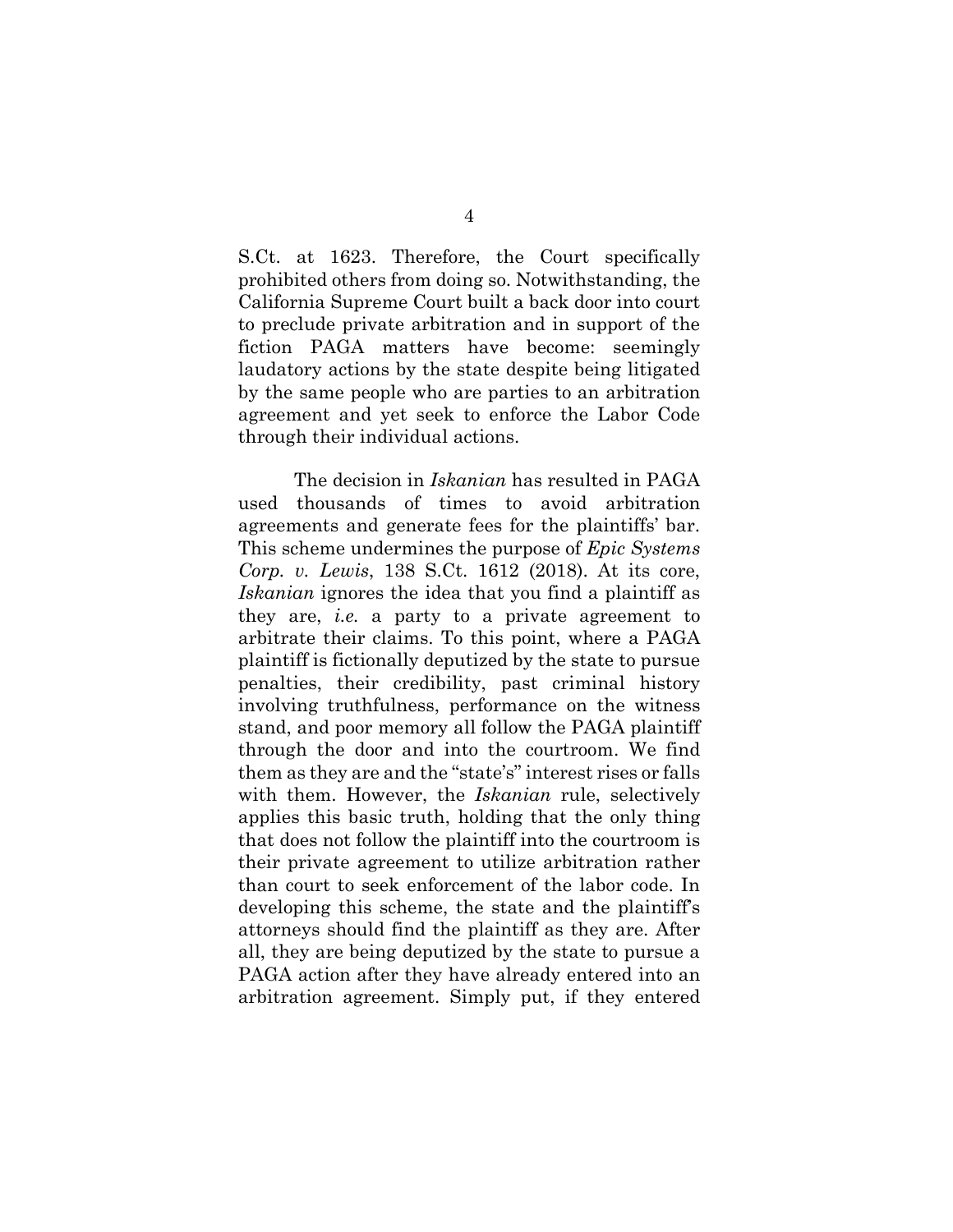S.Ct. at 1623. Therefore, the Court specifically prohibited others from doing so. Notwithstanding, the California Supreme Court built a back door into court to preclude private arbitration and in support of the fiction PAGA matters have become: seemingly laudatory actions by the state despite being litigated by the same people who are parties to an arbitration agreement and yet seek to enforce the Labor Code through their individual actions.

The decision in *Iskanian* has resulted in PAGA used thousands of times to avoid arbitration agreements and generate fees for the plaintiffs' bar. This scheme undermines the purpose of *Epic Systems Corp. v. Lewis*, 138 S.Ct. 1612 (2018). At its core, *Iskanian* ignores the idea that you find a plaintiff as they are, *i.e.* a party to a private agreement to arbitrate their claims. To this point, where a PAGA plaintiff is fictionally deputized by the state to pursue penalties, their credibility, past criminal history involving truthfulness, performance on the witness stand, and poor memory all follow the PAGA plaintiff through the door and into the courtroom. We find them as they are and the "state's" interest rises or falls with them. However, the *Iskanian* rule, selectively applies this basic truth, holding that the only thing that does not follow the plaintiff into the courtroom is their private agreement to utilize arbitration rather than court to seek enforcement of the labor code. In developing this scheme, the state and the plaintiff's attorneys should find the plaintiff as they are. After all, they are being deputized by the state to pursue a PAGA action after they have already entered into an arbitration agreement. Simply put, if they entered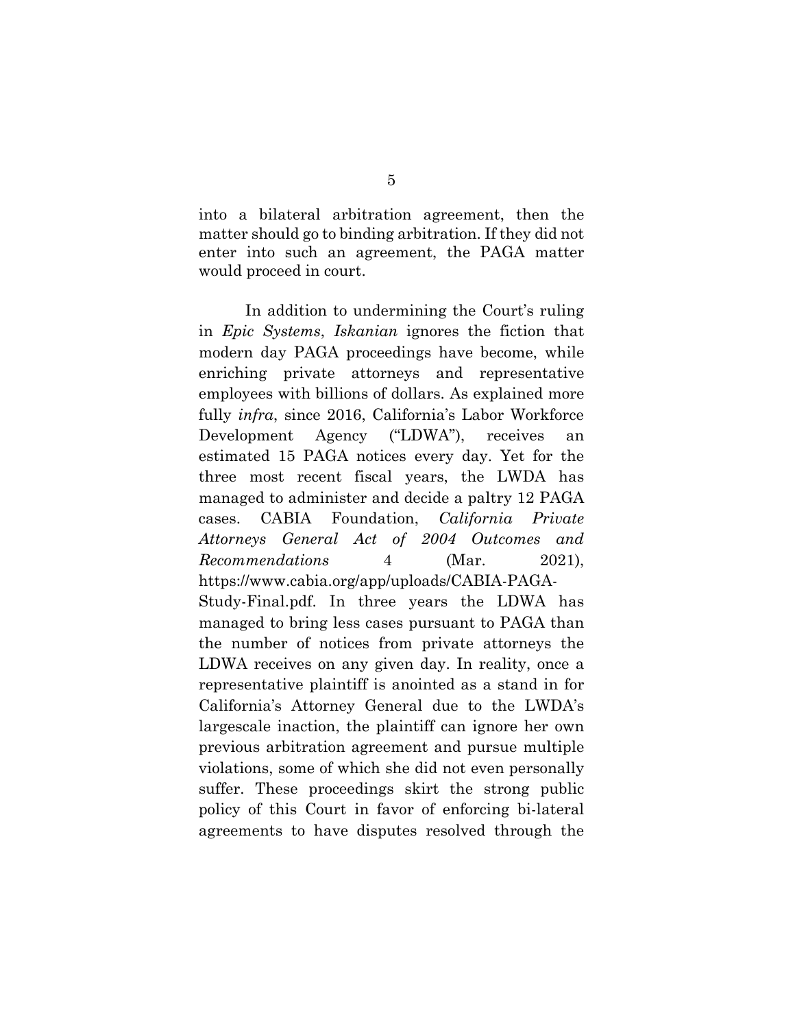into a bilateral arbitration agreement, then the matter should go to binding arbitration. If they did not enter into such an agreement, the PAGA matter would proceed in court.

In addition to undermining the Court's ruling in *Epic Systems*, *Iskanian* ignores the fiction that modern day PAGA proceedings have become, while enriching private attorneys and representative employees with billions of dollars. As explained more fully *infra*, since 2016, California's Labor Workforce Development Agency ("LDWA"), receives an estimated 15 PAGA notices every day. Yet for the three most recent fiscal years, the LWDA has managed to administer and decide a paltry 12 PAGA cases. CABIA Foundation, *California Private Attorneys General Act of 2004 Outcomes and Recommendations* 4 (Mar. 2021), https://www.cabia.org/app/uploads/CABIA-PAGA-Study-Final.pdf. In three years the LDWA has managed to bring less cases pursuant to PAGA than the number of notices from private attorneys the LDWA receives on any given day. In reality, once a representative plaintiff is anointed as a stand in for California's Attorney General due to the LWDA's largescale inaction, the plaintiff can ignore her own previous arbitration agreement and pursue multiple violations, some of which she did not even personally suffer. These proceedings skirt the strong public policy of this Court in favor of enforcing bi-lateral agreements to have disputes resolved through the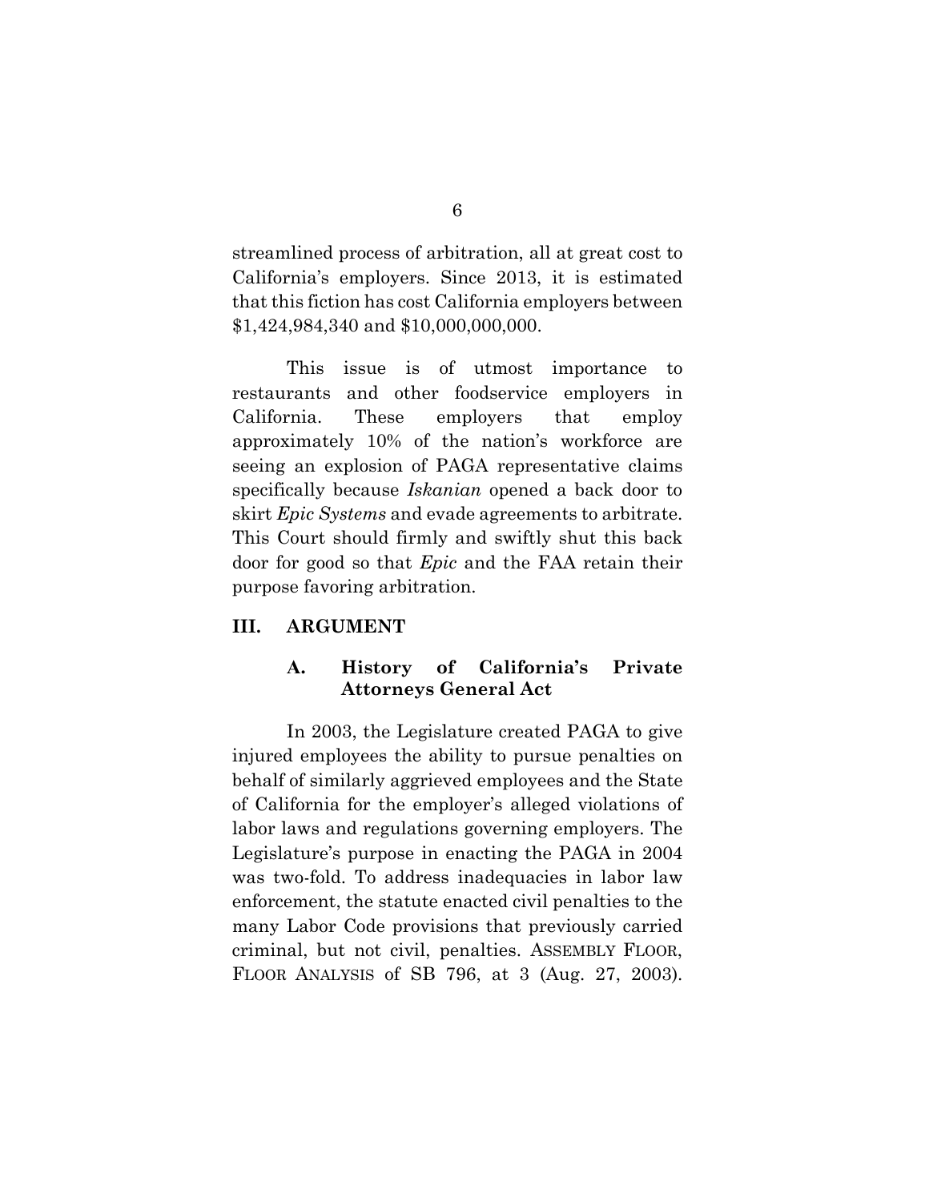streamlined process of arbitration, all at great cost to California's employers. Since 2013, it is estimated that this fiction has cost California employers between $1,424,984,340 and $10,000,000,000.

This issue is of utmost importance to restaurants and other foodservice employers in California. These employers that employ approximately 10% of the nation's workforce are seeing an explosion of PAGA representative claims specifically because *Iskanian* opened a back door to skirt *Epic Systems* and evade agreements to arbitrate. This Court should firmly and swiftly shut this back door for good so that *Epic* and the FAA retain their purpose favoring arbitration.

## III. ARGUMENT

### A. History of California's Private Attorneys General Act

In 2003, the Legislature created PAGA to give injured employees the ability to pursue penalties on behalf of similarly aggrieved employees and the State of California for the employer's alleged violations of labor laws and regulations governing employers. The Legislature's purpose in enacting the PAGA in 2004 was two-fold. To address inadequacies in labor law enforcement, the statute enacted civil penalties to the many Labor Code provisions that previously carried criminal, but not civil, penalties. ASSEMBLY FLOOR, FLOOR ANALYSIS of SB 796, at 3 (Aug. 27, 2003).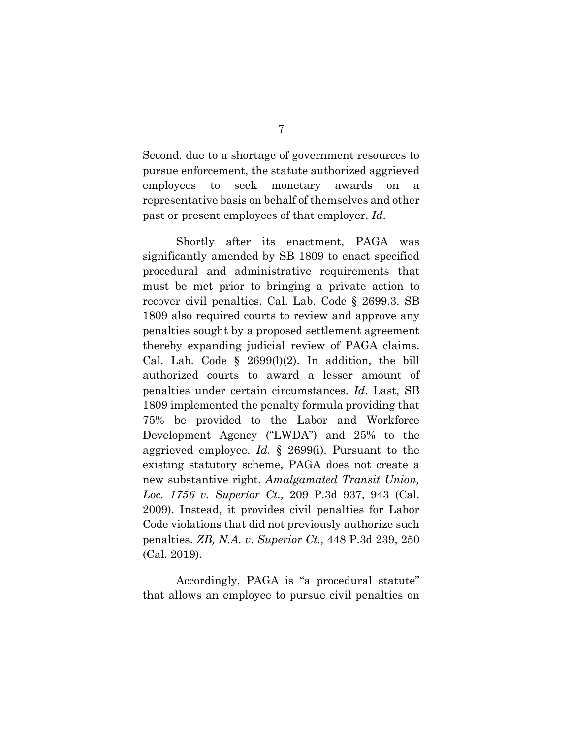Second, due to a shortage of government resources to pursue enforcement, the statute authorized aggrieved employees to seek monetary awards on a representative basis on behalf of themselves and other past or present employees of that employer. *Id*.

Shortly after its enactment, PAGA was significantly amended by SB 1809 to enact specified procedural and administrative requirements that must be met prior to bringing a private action to recover civil penalties. Cal. Lab. Code § 2699.3. SB 1809 also required courts to review and approve any penalties sought by a proposed settlement agreement thereby expanding judicial review of PAGA claims. Cal. Lab. Code § 2699(l)(2). In addition, the bill authorized courts to award a lesser amount of penalties under certain circumstances. *Id*. Last, SB 1809 implemented the penalty formula providing that 75% be provided to the Labor and Workforce Development Agency ("LWDA") and 25% to the aggrieved employee. *Id.* § 2699(i). Pursuant to the existing statutory scheme, PAGA does not create a new substantive right. *Amalgamated Transit Union, Loc. 1756 v. Superior Ct.,* 209 P.3d 937, 943 (Cal. 2009). Instead, it provides civil penalties for Labor Code violations that did not previously authorize such penalties. *ZB, N.A. v. Superior Ct.*, 448 P.3d 239, 250 (Cal. 2019).

Accordingly, PAGA is "a procedural statute" that allows an employee to pursue civil penalties on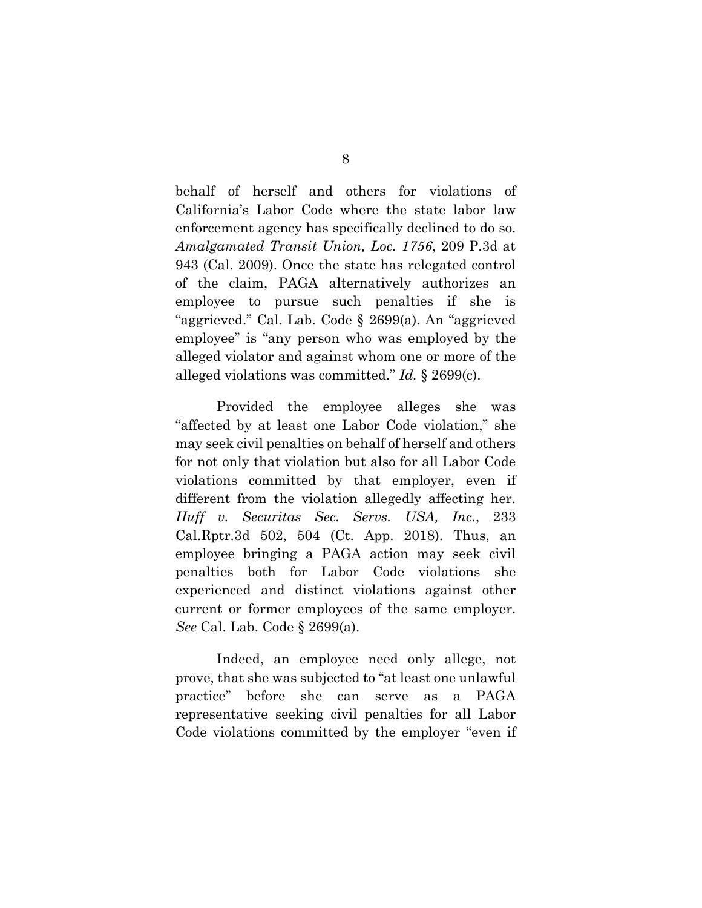behalf of herself and others for violations of California's Labor Code where the state labor law enforcement agency has specifically declined to do so. *Amalgamated Transit Union, Loc. 1756*, 209 P.3d at 943 (Cal. 2009). Once the state has relegated control of the claim, PAGA alternatively authorizes an employee to pursue such penalties if she is "aggrieved." Cal. Lab. Code § 2699(a). An "aggrieved employee" is "any person who was employed by the alleged violator and against whom one or more of the alleged violations was committed." *Id.* § 2699(c).

Provided the employee alleges she was "affected by at least one Labor Code violation," she may seek civil penalties on behalf of herself and others for not only that violation but also for all Labor Code violations committed by that employer, even if different from the violation allegedly affecting her. *Huff v. Securitas Sec. Servs. USA, Inc.*, 233 Cal.Rptr.3d 502, 504 (Ct. App. 2018). Thus, an employee bringing a PAGA action may seek civil penalties both for Labor Code violations she experienced and distinct violations against other current or former employees of the same employer. *See* Cal. Lab. Code § 2699(a).

Indeed, an employee need only allege, not prove, that she was subjected to "at least one unlawful practice" before she can serve as a PAGA representative seeking civil penalties for all Labor Code violations committed by the employer "even if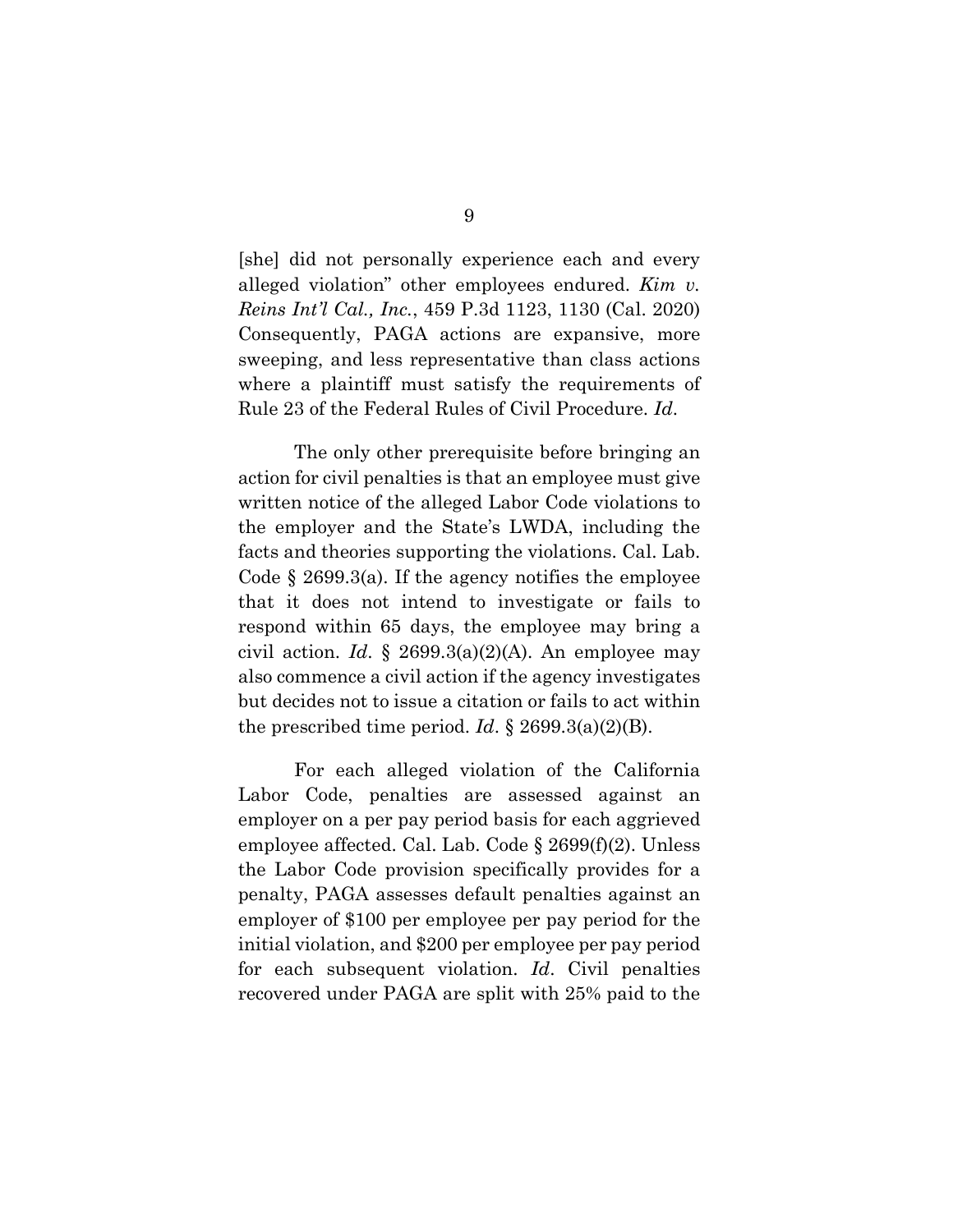[she] did not personally experience each and every alleged violation" other employees endured. *Kim v. Reins Int'l Cal., Inc.*, 459 P.3d 1123, 1130 (Cal. 2020) Consequently, PAGA actions are expansive, more sweeping, and less representative than class actions where a plaintiff must satisfy the requirements of Rule 23 of the Federal Rules of Civil Procedure. *Id*.

The only other prerequisite before bringing an action for civil penalties is that an employee must give written notice of the alleged Labor Code violations to the employer and the State's LWDA, including the facts and theories supporting the violations. Cal. Lab. Code § 2699.3(a). If the agency notifies the employee that it does not intend to investigate or fails to respond within 65 days, the employee may bring a civil action. *Id*. § 2699.3(a)(2)(A). An employee may also commence a civil action if the agency investigates but decides not to issue a citation or fails to act within the prescribed time period. *Id*. § 2699.3(a)(2)(B).

For each alleged violation of the California Labor Code, penalties are assessed against an employer on a per pay period basis for each aggrieved employee affected. Cal. Lab. Code § 2699(f)(2). Unless the Labor Code provision specifically provides for a penalty, PAGA assesses default penalties against an employer of \$100 per employee per pay period for the initial violation, and \$200 per employee per pay period for each subsequent violation. *Id*. Civil penalties recovered under PAGA are split with 25% paid to the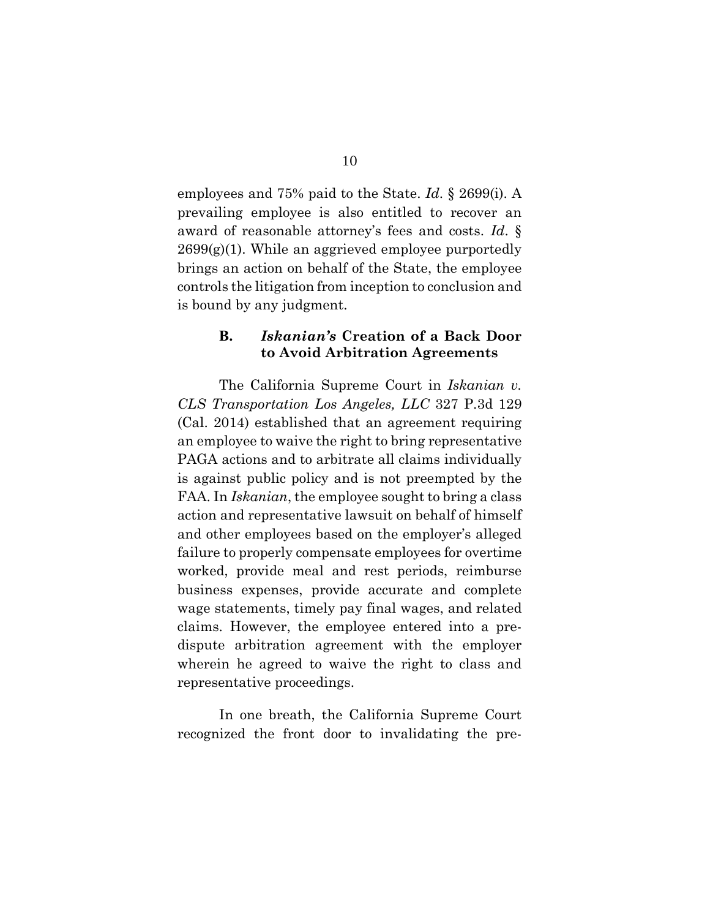employees and 75% paid to the State. *Id*. § 2699(i). A prevailing employee is also entitled to recover an award of reasonable attorney's fees and costs. *Id*. § 2699(g)(1). While an aggrieved employee purportedly brings an action on behalf of the State, the employee controls the litigation from inception to conclusion and is bound by any judgment.

### B. *Iskanian's* Creation of a Back Door to Avoid Arbitration Agreements

The California Supreme Court in *Iskanian v. CLS Transportation Los Angeles, LLC* 327 P.3d 129 (Cal. 2014) established that an agreement requiring an employee to waive the right to bring representative PAGA actions and to arbitrate all claims individually is against public policy and is not preempted by the FAA. In *Iskanian*, the employee sought to bring a class action and representative lawsuit on behalf of himself and other employees based on the employer's alleged failure to properly compensate employees for overtime worked, provide meal and rest periods, reimburse business expenses, provide accurate and complete wage statements, timely pay final wages, and related claims. However, the employee entered into a pre-dispute arbitration agreement with the employer wherein he agreed to waive the right to class and representative proceedings.

In one breath, the California Supreme Court recognized the front door to invalidating the pre-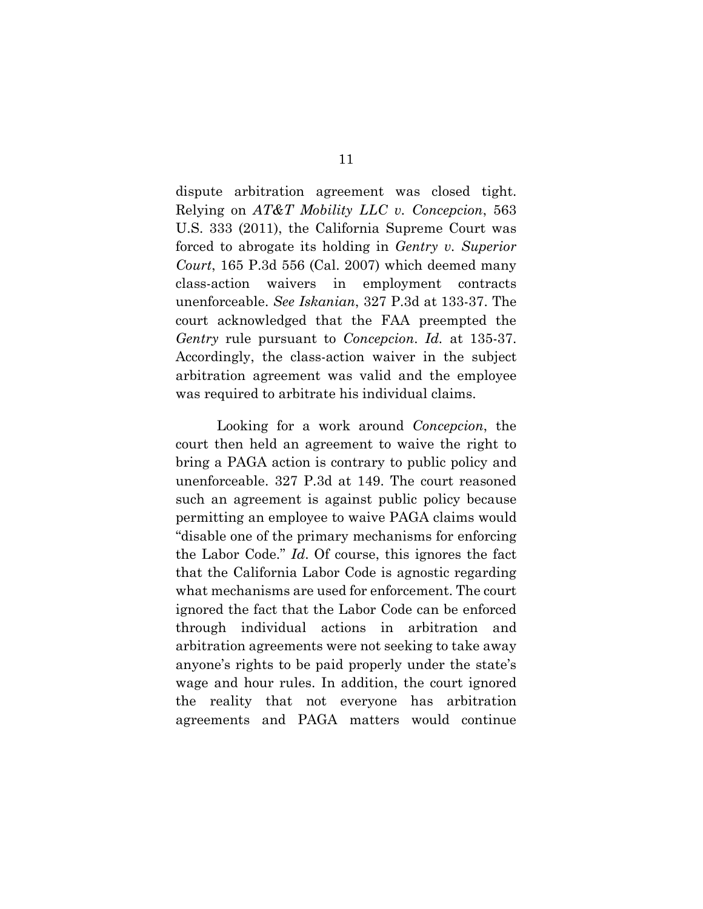dispute arbitration agreement was closed tight. Relying on *AT&T Mobility LLC v. Concepcion*, 563 U.S. 333 (2011), the California Supreme Court was forced to abrogate its holding in *Gentry v. Superior Court*, 165 P.3d 556 (Cal. 2007) which deemed many class-action waivers in employment contracts unenforceable. *See Iskanian*, 327 P.3d at 133-37. The court acknowledged that the FAA preempted the *Gentry* rule pursuant to *Concepcion*. *Id.* at 135-37. Accordingly, the class-action waiver in the subject arbitration agreement was valid and the employee was required to arbitrate his individual claims.

Looking for a work around *Concepcion*, the court then held an agreement to waive the right to bring a PAGA action is contrary to public policy and unenforceable. 327 P.3d at 149. The court reasoned such an agreement is against public policy because permitting an employee to waive PAGA claims would "disable one of the primary mechanisms for enforcing the Labor Code." *Id*. Of course, this ignores the fact that the California Labor Code is agnostic regarding what mechanisms are used for enforcement. The court ignored the fact that the Labor Code can be enforced through individual actions in arbitration and arbitration agreements were not seeking to take away anyone's rights to be paid properly under the state's wage and hour rules. In addition, the court ignored the reality that not everyone has arbitration agreements and PAGA matters would continue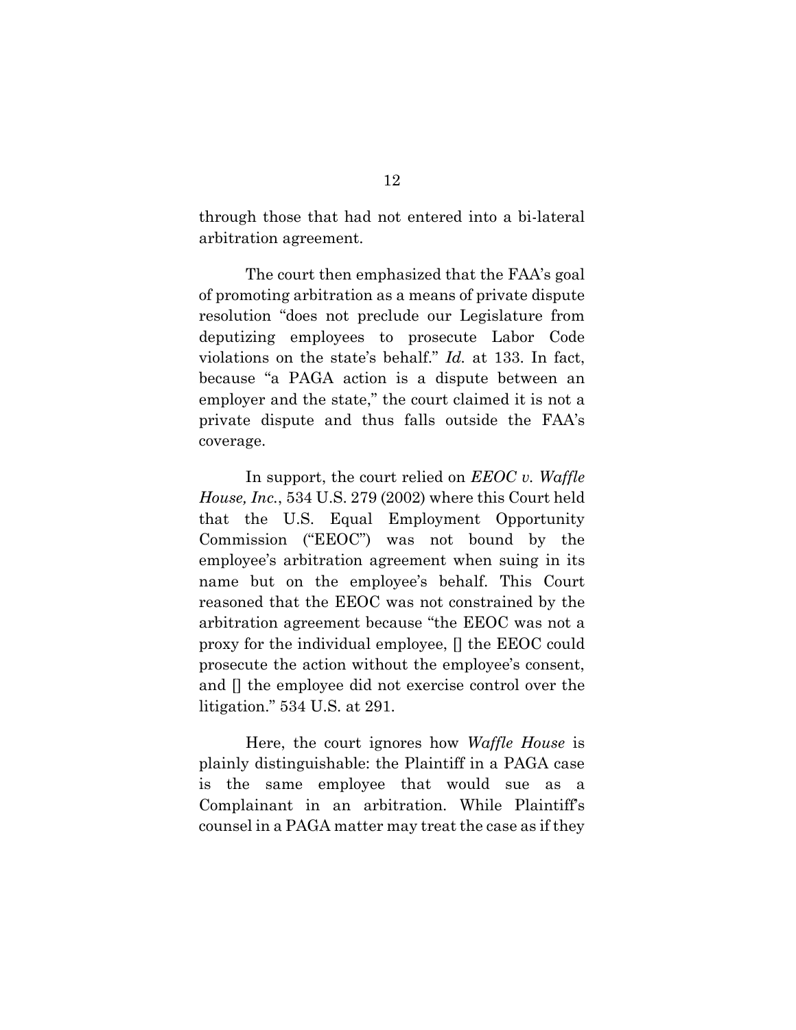through those that had not entered into a bi-lateral arbitration agreement.

The court then emphasized that the FAA's goal of promoting arbitration as a means of private dispute resolution "does not preclude our Legislature from deputizing employees to prosecute Labor Code violations on the state's behalf." *Id.* at 133. In fact, because "a PAGA action is a dispute between an employer and the state," the court claimed it is not a private dispute and thus falls outside the FAA's coverage.

In support, the court relied on *EEOC v. Waffle House, Inc.*, 534 U.S. 279 (2002) where this Court held that the U.S. Equal Employment Opportunity Commission ("EEOC") was not bound by the employee's arbitration agreement when suing in its name but on the employee's behalf. This Court reasoned that the EEOC was not constrained by the arbitration agreement because "the EEOC was not a proxy for the individual employee, [] the EEOC could prosecute the action without the employee's consent, and [] the employee did not exercise control over the litigation." 534 U.S. at 291.

Here, the court ignores how *Waffle House* is plainly distinguishable: the Plaintiff in a PAGA case is the same employee that would sue as a Complainant in an arbitration. While Plaintiff's counsel in a PAGA matter may treat the case as if they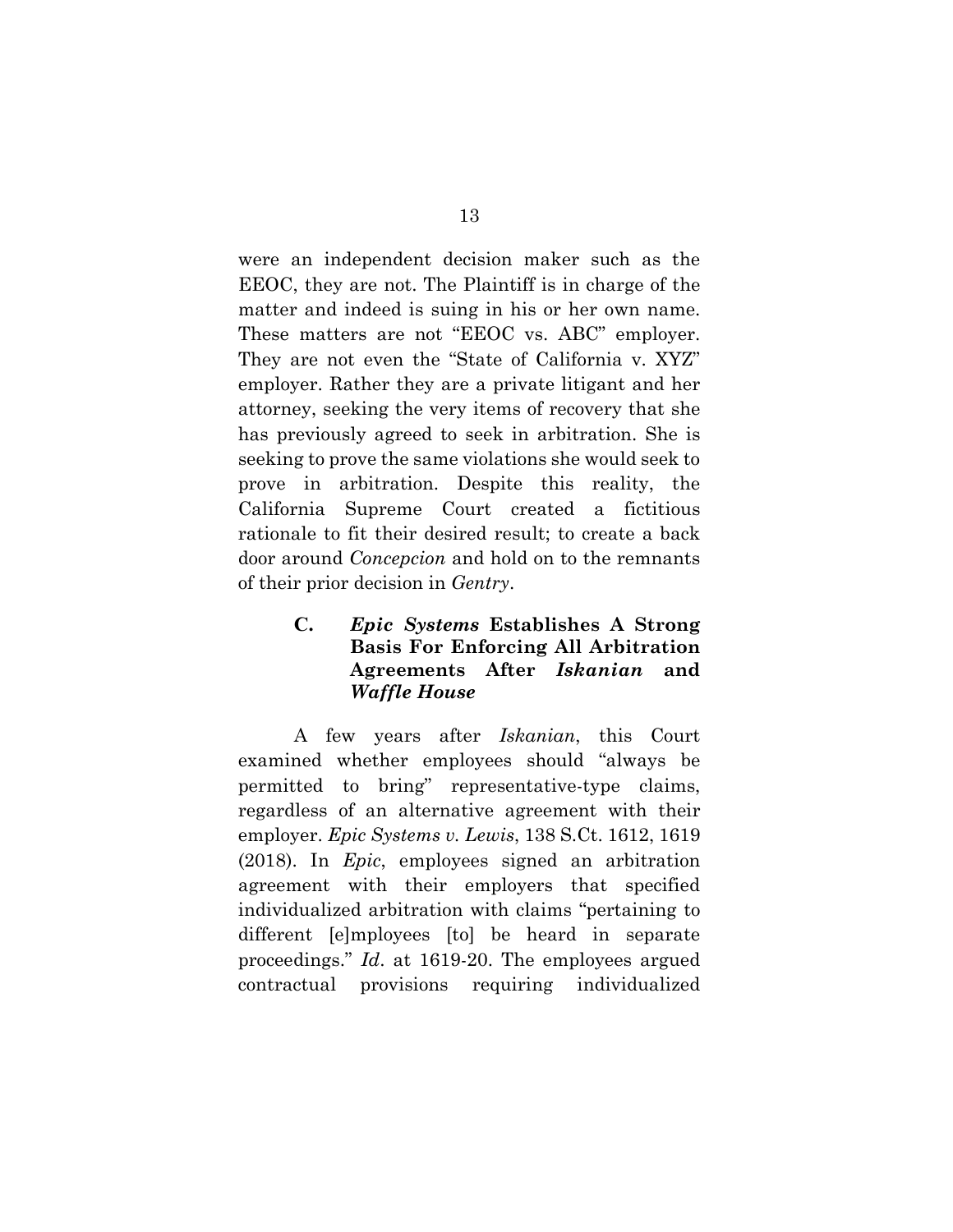were an independent decision maker such as the EEOC, they are not. The Plaintiff is in charge of the matter and indeed is suing in his or her own name. These matters are not "EEOC vs. ABC" employer. They are not even the "State of California v. XYZ" employer. Rather they are a private litigant and her attorney, seeking the very items of recovery that she has previously agreed to seek in arbitration. She is seeking to prove the same violations she would seek to prove in arbitration. Despite this reality, the California Supreme Court created a fictitious rationale to fit their desired result; to create a back door around *Concepcion* and hold on to the remnants of their prior decision in *Gentry*.

### C. *Epic Systems* Establishes A Strong Basis For Enforcing All Arbitration Agreements After *Iskanian* and *Waffle House*

A few years after *Iskanian*, this Court examined whether employees should "always be permitted to bring" representative-type claims, regardless of an alternative agreement with their employer. *Epic Systems v. Lewis*, 138 S.Ct. 1612, 1619 (2018). In *Epic*, employees signed an arbitration agreement with their employers that specified individualized arbitration with claims "pertaining to different [e]mployees [to] be heard in separate proceedings." *Id*. at 1619-20. The employees argued contractual provisions requiring individualized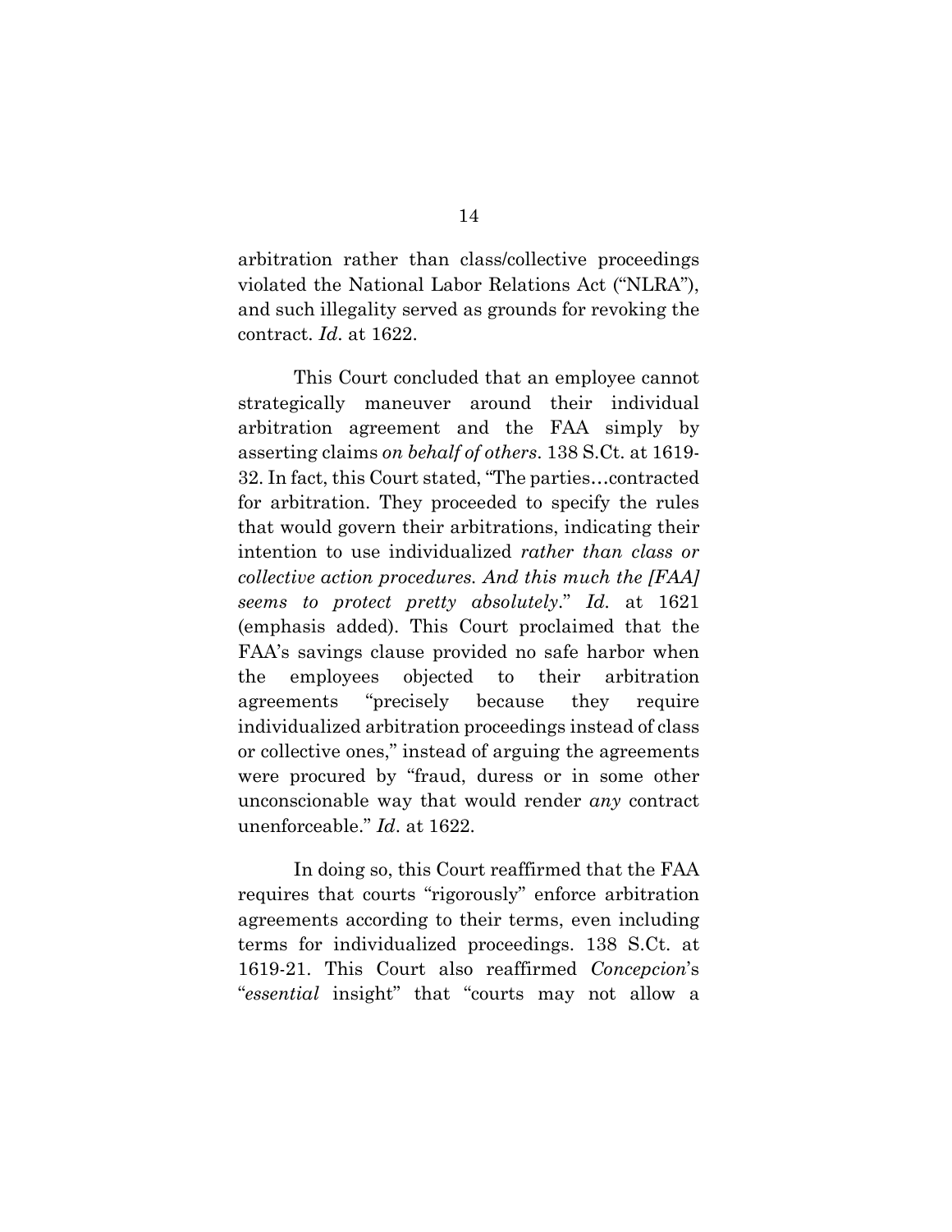arbitration rather than class/collective proceedings violated the National Labor Relations Act ("NLRA"), and such illegality served as grounds for revoking the contract. *Id*. at 1622.

This Court concluded that an employee cannot strategically maneuver around their individual arbitration agreement and the FAA simply by asserting claims *on behalf of others*. 138 S.Ct. at 1619-32. In fact, this Court stated, "The parties…contracted for arbitration. They proceeded to specify the rules that would govern their arbitrations, indicating their intention to use individualized *rather than class or collective action procedures. And this much the [FAA] seems to protect pretty absolutely*." *Id.* at 1621 (emphasis added). This Court proclaimed that the FAA's savings clause provided no safe harbor when the employees objected to their arbitration agreements "precisely because they require individualized arbitration proceedings instead of class or collective ones," instead of arguing the agreements were procured by "fraud, duress or in some other unconscionable way that would render *any* contract unenforceable." *Id*. at 1622.

In doing so, this Court reaffirmed that the FAA requires that courts "rigorously" enforce arbitration agreements according to their terms, even including terms for individualized proceedings. 138 S.Ct. at 1619-21. This Court also reaffirmed *Concepcion*'s "*essential* insight" that "courts may not allow a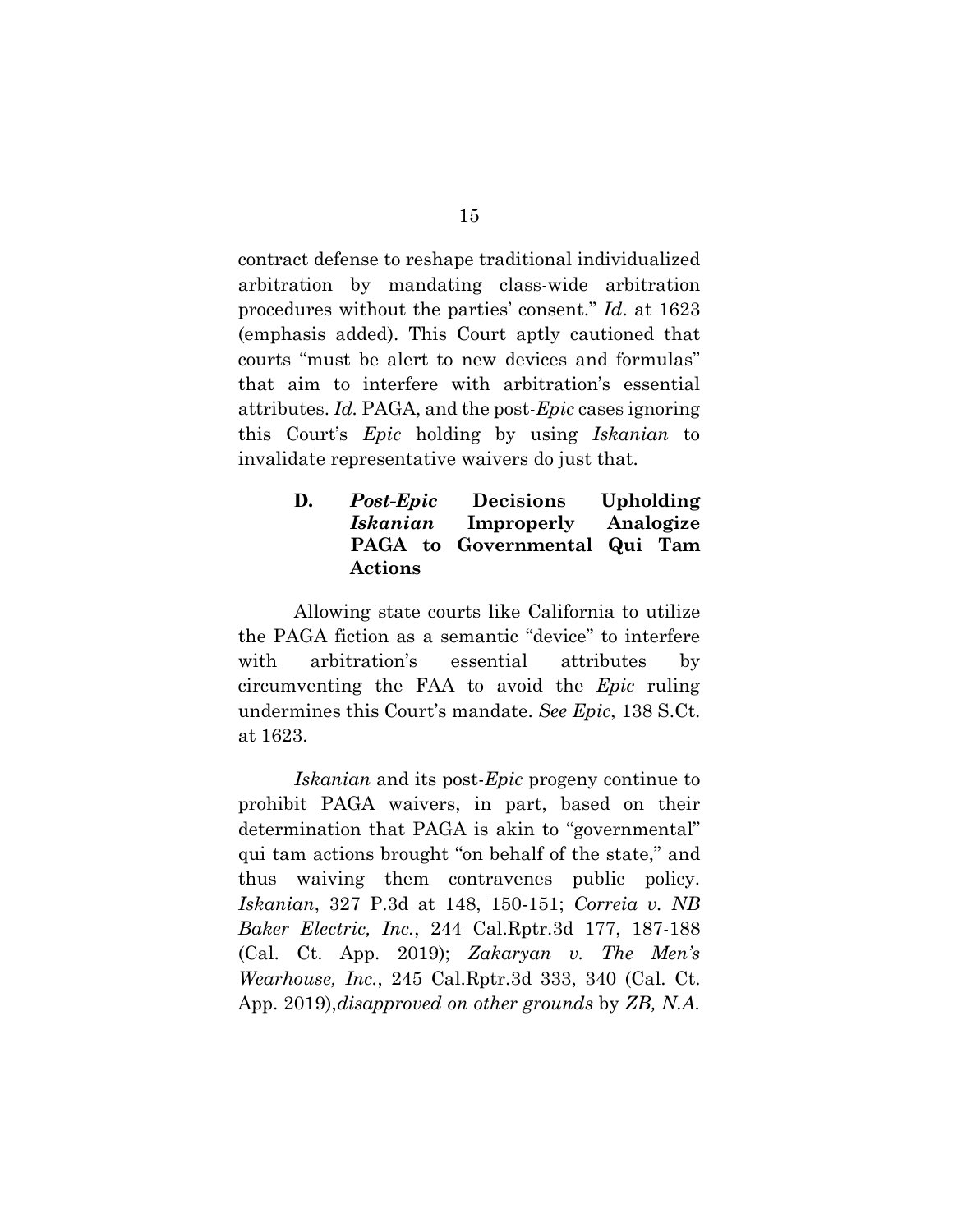contract defense to reshape traditional individualized arbitration by mandating class-wide arbitration procedures without the parties' consent." *Id*. at 1623 (emphasis added). This Court aptly cautioned that courts "must be alert to new devices and formulas" that aim to interfere with arbitration's essential attributes. *Id.* PAGA, and the post-*Epic* cases ignoring this Court's *Epic* holding by using *Iskanian* to invalidate representative waivers do just that.

### D. *Post-Epic* Decisions Upholding *Iskanian* Improperly Analogize PAGA to Governmental Qui Tam Actions

Allowing state courts like California to utilize the PAGA fiction as a semantic "device" to interfere with arbitration's essential attributes by circumventing the FAA to avoid the *Epic* ruling undermines this Court's mandate. *See Epic*, 138 S.Ct. at 1623.

*Iskanian* and its post-*Epic* progeny continue to prohibit PAGA waivers, in part, based on their determination that PAGA is akin to "governmental" qui tam actions brought "on behalf of the state," and thus waiving them contravenes public policy. *Iskanian*, 327 P.3d at 148, 150-151; *Correia v. NB Baker Electric, Inc.*, 244 Cal.Rptr.3d 177, 187-188 (Cal. Ct. App. 2019); *Zakaryan v. The Men's Wearhouse, Inc.*, 245 Cal.Rptr.3d 333, 340 (Cal. Ct. App. 2019),*disapproved on other grounds* by *ZB, N.A.*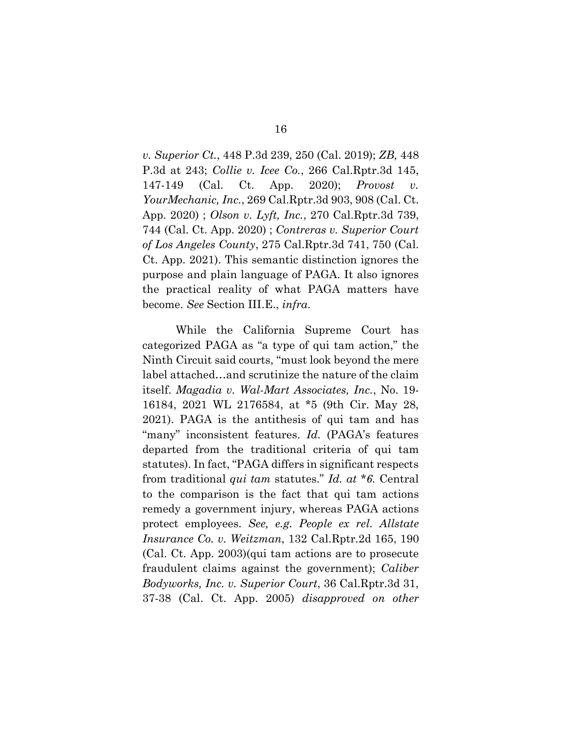*v. Superior Ct.*, 448 P.3d 239, 250 (Cal. 2019); *ZB,* 448 P.3d at 243; *Collie v. Icee Co.*, 266 Cal.Rptr.3d 145, 147-149 (Cal. Ct. App. 2020); *Provost v. YourMechanic, Inc.*, 269 Cal.Rptr.3d 903, 908 (Cal. Ct. App. 2020) ; *Olson v. Lyft, Inc.*, 270 Cal.Rptr.3d 739, 744 (Cal. Ct. App. 2020) ; *Contreras v. Superior Court of Los Angeles County*, 275 Cal.Rptr.3d 741, 750 (Cal. Ct. App. 2021). This semantic distinction ignores the purpose and plain language of PAGA. It also ignores the practical reality of what PAGA matters have become. *See* Section III.E., *infra*.

While the California Supreme Court has categorized PAGA as "a type of qui tam action," the Ninth Circuit said courts, "must look beyond the mere label attached…and scrutinize the nature of the claim itself. *Magadia v. Wal-Mart Associates, Inc.*, No. 19-16184, 2021 WL 2176584, at *5 (9th Cir. May 28, 2021). PAGA is the antithesis of qui tam and has "many" inconsistent features. *Id.* (PAGA's features departed from the traditional criteria of qui tam statutes). In fact, "PAGA differs in significant respects from traditional *qui tam* statutes." *Id. at *6.* Central to the comparison is the fact that qui tam actions remedy a government injury, whereas PAGA actions protect employees. *See, e.g. People ex rel. Allstate Insurance Co. v. Weitzman*, 132 Cal.Rptr.2d 165, 190 (Cal. Ct. App. 2003)(qui tam actions are to prosecute fraudulent claims against the government); *Caliber Bodyworks, Inc. v. Superior Court*, 36 Cal.Rptr.3d 31, 37-38 (Cal. Ct. App. 2005) *disapproved on other*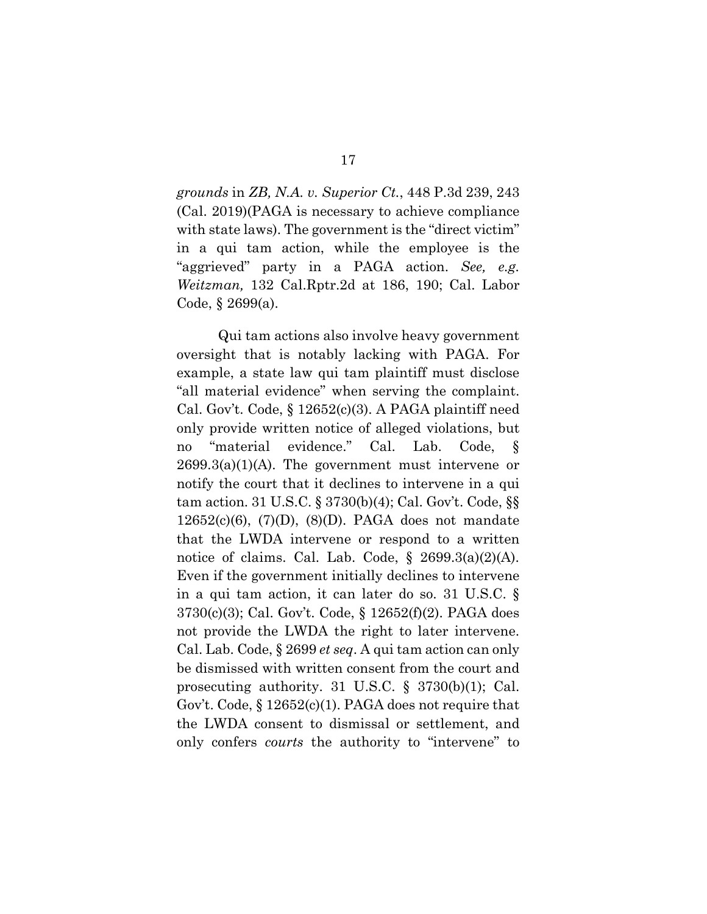*grounds* in *ZB, N.A. v. Superior Ct.*, 448 P.3d 239, 243 (Cal. 2019)(PAGA is necessary to achieve compliance with state laws). The government is the "direct victim" in a qui tam action, while the employee is the "aggrieved" party in a PAGA action. *See, e.g. Weitzman,* 132 Cal.Rptr.2d at 186, 190; Cal. Labor Code, § 2699(a).

Qui tam actions also involve heavy government oversight that is notably lacking with PAGA. For example, a state law qui tam plaintiff must disclose "all material evidence" when serving the complaint. Cal. Gov't. Code, § 12652(c)(3). A PAGA plaintiff need only provide written notice of alleged violations, but no "material evidence." Cal. Lab. Code, § 2699.3(a)(1)(A). The government must intervene or notify the court that it declines to intervene in a qui tam action. 31 U.S.C. § 3730(b)(4); Cal. Gov't. Code, §§ 12652(c)(6), (7)(D), (8)(D). PAGA does not mandate that the LWDA intervene or respond to a written notice of claims. Cal. Lab. Code, § 2699.3(a)(2)(A). Even if the government initially declines to intervene in a qui tam action, it can later do so. 31 U.S.C. § 3730(c)(3); Cal. Gov't. Code, § 12652(f)(2). PAGA does not provide the LWDA the right to later intervene. Cal. Lab. Code, § 2699 *et seq*. A qui tam action can only be dismissed with written consent from the court and prosecuting authority. 31 U.S.C. § 3730(b)(1); Cal. Gov't. Code, § 12652(c)(1). PAGA does not require that the LWDA consent to dismissal or settlement, and only confers *courts* the authority to "intervene" to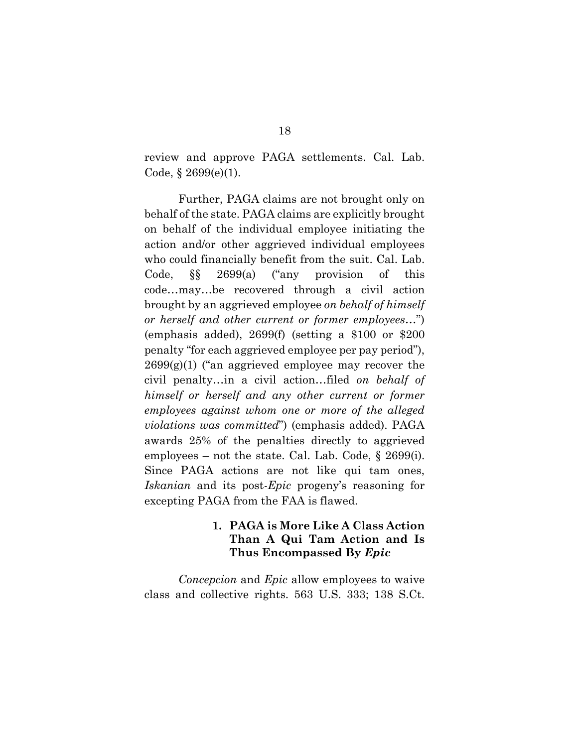review and approve PAGA settlements. Cal. Lab. Code, § 2699(e)(1).

Further, PAGA claims are not brought only on behalf of the state. PAGA claims are explicitly brought on behalf of the individual employee initiating the action and/or other aggrieved individual employees who could financially benefit from the suit. Cal. Lab. Code, §§ 2699(a) ("any provision of this code…may…be recovered through a civil action brought by an aggrieved employee *on behalf of himself or herself and other current or former employees*…") (emphasis added), 2699(f) (setting a $100 or $200 penalty "for each aggrieved employee per pay period"), 2699(g)(1) ("an aggrieved employee may recover the civil penalty…in a civil action…filed *on behalf of himself or herself and any other current or former employees against whom one or more of the alleged violations was committed*") (emphasis added). PAGA awards 25% of the penalties directly to aggrieved employees – not the state. Cal. Lab. Code, § 2699(i). Since PAGA actions are not like qui tam ones, *Iskanian* and its post-*Epic* progeny's reasoning for excepting PAGA from the FAA is flawed.

### 1. PAGA is More Like A Class Action Than A Qui Tam Action and Is Thus Encompassed By *Epic*

*Concepcion* and *Epic* allow employees to waive class and collective rights. 563 U.S. 333; 138 S.Ct.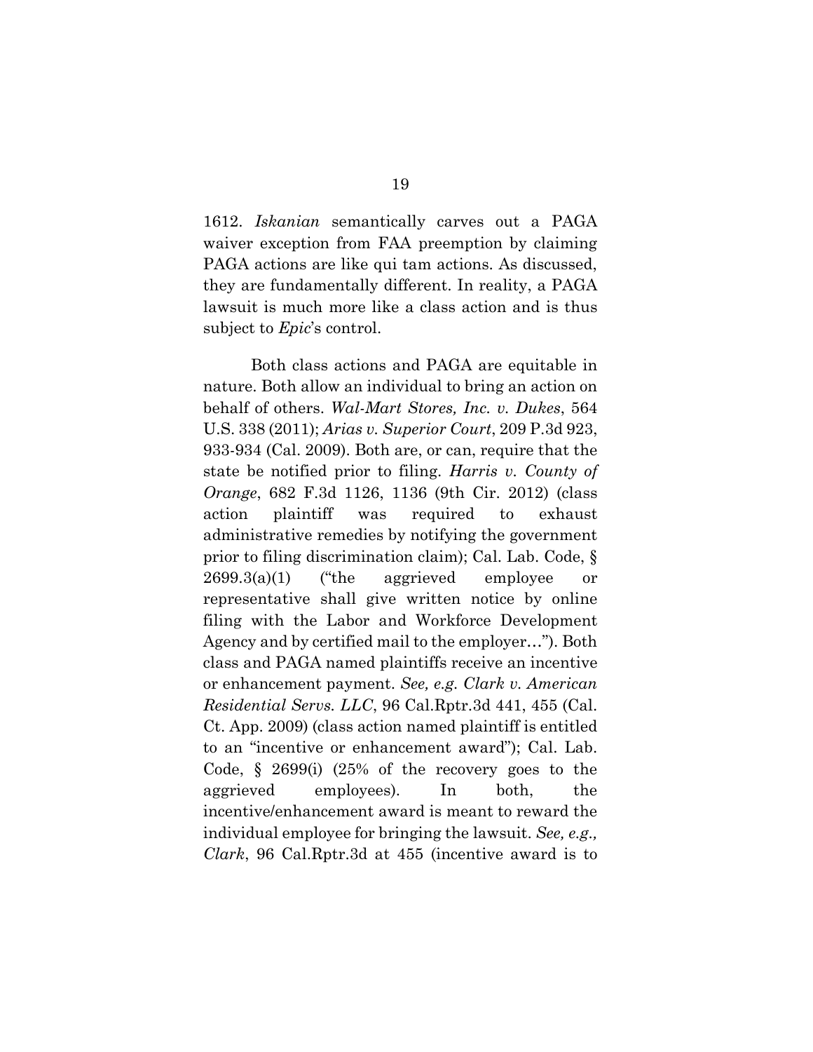1612. *Iskanian* semantically carves out a PAGA waiver exception from FAA preemption by claiming PAGA actions are like qui tam actions. As discussed, they are fundamentally different. In reality, a PAGA lawsuit is much more like a class action and is thus subject to *Epic*'s control.

Both class actions and PAGA are equitable in nature. Both allow an individual to bring an action on behalf of others. *Wal-Mart Stores, Inc. v. Dukes*, 564 U.S. 338 (2011); *Arias v. Superior Court*, 209 P.3d 923, 933-934 (Cal. 2009). Both are, or can, require that the state be notified prior to filing. *Harris v. County of Orange*, 682 F.3d 1126, 1136 (9th Cir. 2012) (class action plaintiff was required to exhaust administrative remedies by notifying the government prior to filing discrimination claim); Cal. Lab. Code, § 2699.3(a)(1) ("the aggrieved employee or representative shall give written notice by online filing with the Labor and Workforce Development Agency and by certified mail to the employer…"). Both class and PAGA named plaintiffs receive an incentive or enhancement payment. *See, e.g. Clark v. American Residential Servs. LLC*, 96 Cal.Rptr.3d 441, 455 (Cal. Ct. App. 2009) (class action named plaintiff is entitled to an "incentive or enhancement award"); Cal. Lab. Code, § 2699(i) (25% of the recovery goes to the aggrieved employees). In both, the incentive/enhancement award is meant to reward the individual employee for bringing the lawsuit. *See, e.g., Clark*, 96 Cal.Rptr.3d at 455 (incentive award is to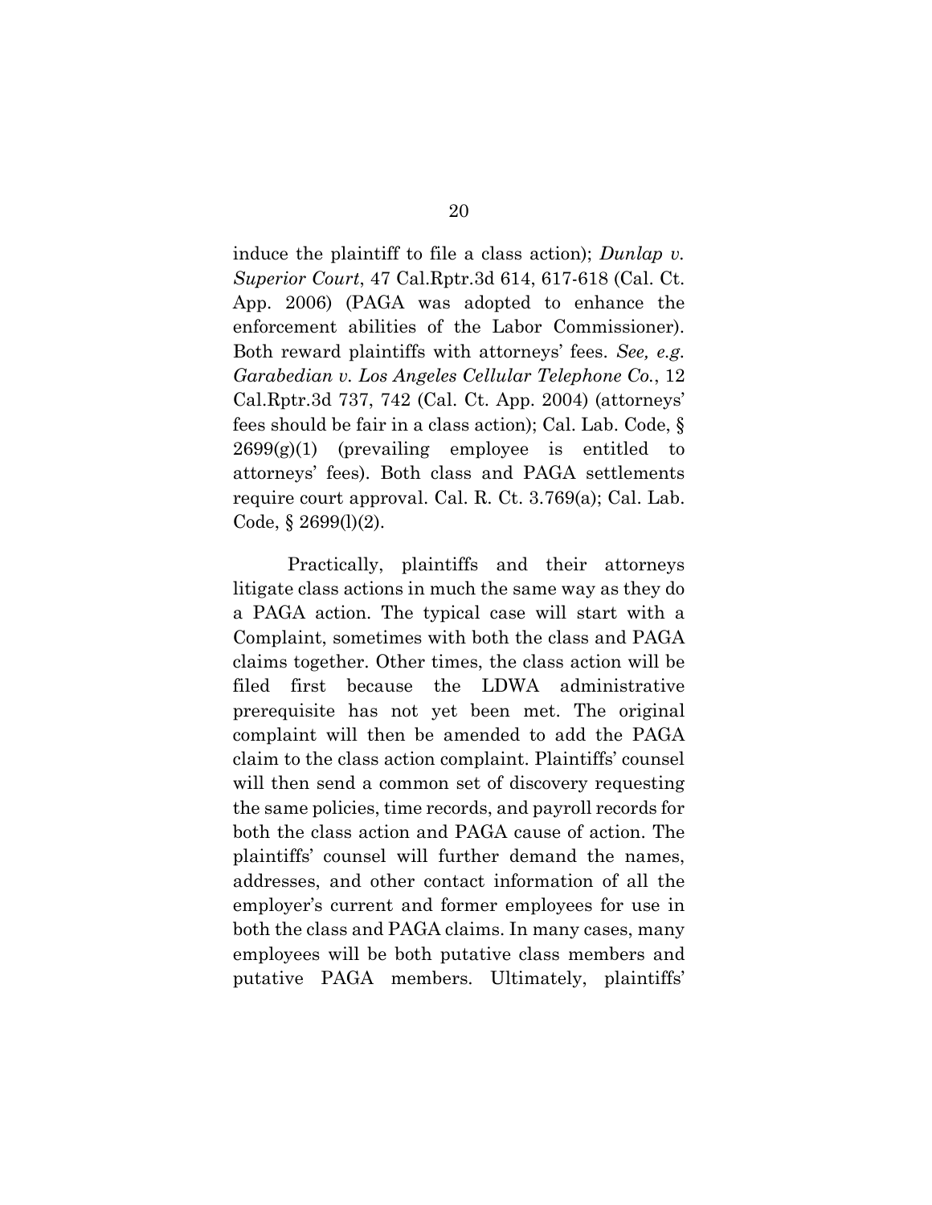induce the plaintiff to file a class action); *Dunlap v. Superior Court*, 47 Cal.Rptr.3d 614, 617-618 (Cal. Ct. App. 2006) (PAGA was adopted to enhance the enforcement abilities of the Labor Commissioner). Both reward plaintiffs with attorneys' fees. *See, e.g. Garabedian v. Los Angeles Cellular Telephone Co.*, 12 Cal.Rptr.3d 737, 742 (Cal. Ct. App. 2004) (attorneys' fees should be fair in a class action); Cal. Lab. Code, § 2699(g)(1) (prevailing employee is entitled to attorneys' fees). Both class and PAGA settlements require court approval. Cal. R. Ct. 3.769(a); Cal. Lab. Code, § 2699(l)(2).

Practically, plaintiffs and their attorneys litigate class actions in much the same way as they do a PAGA action. The typical case will start with a Complaint, sometimes with both the class and PAGA claims together. Other times, the class action will be filed first because the LDWA administrative prerequisite has not yet been met. The original complaint will then be amended to add the PAGA claim to the class action complaint. Plaintiffs' counsel will then send a common set of discovery requesting the same policies, time records, and payroll records for both the class action and PAGA cause of action. The plaintiffs' counsel will further demand the names, addresses, and other contact information of all the employer's current and former employees for use in both the class and PAGA claims. In many cases, many employees will be both putative class members and putative PAGA members. Ultimately, plaintiffs'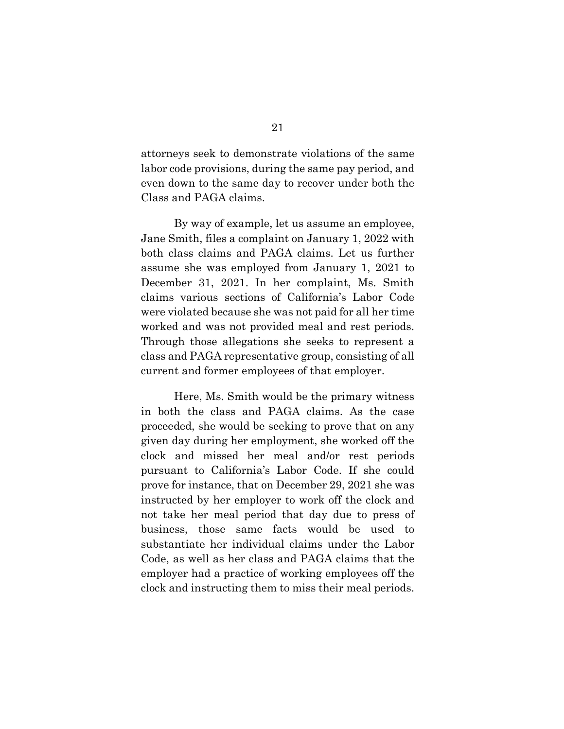attorneys seek to demonstrate violations of the same labor code provisions, during the same pay period, and even down to the same day to recover under both the Class and PAGA claims.

By way of example, let us assume an employee, Jane Smith, files a complaint on January 1, 2022 with both class claims and PAGA claims. Let us further assume she was employed from January 1, 2021 to December 31, 2021. In her complaint, Ms. Smith claims various sections of California's Labor Code were violated because she was not paid for all her time worked and was not provided meal and rest periods. Through those allegations she seeks to represent a class and PAGA representative group, consisting of all current and former employees of that employer.

Here, Ms. Smith would be the primary witness in both the class and PAGA claims. As the case proceeded, she would be seeking to prove that on any given day during her employment, she worked off the clock and missed her meal and/or rest periods pursuant to California's Labor Code. If she could prove for instance, that on December 29, 2021 she was instructed by her employer to work off the clock and not take her meal period that day due to press of business, those same facts would be used to substantiate her individual claims under the Labor Code, as well as her class and PAGA claims that the employer had a practice of working employees off the clock and instructing them to miss their meal periods.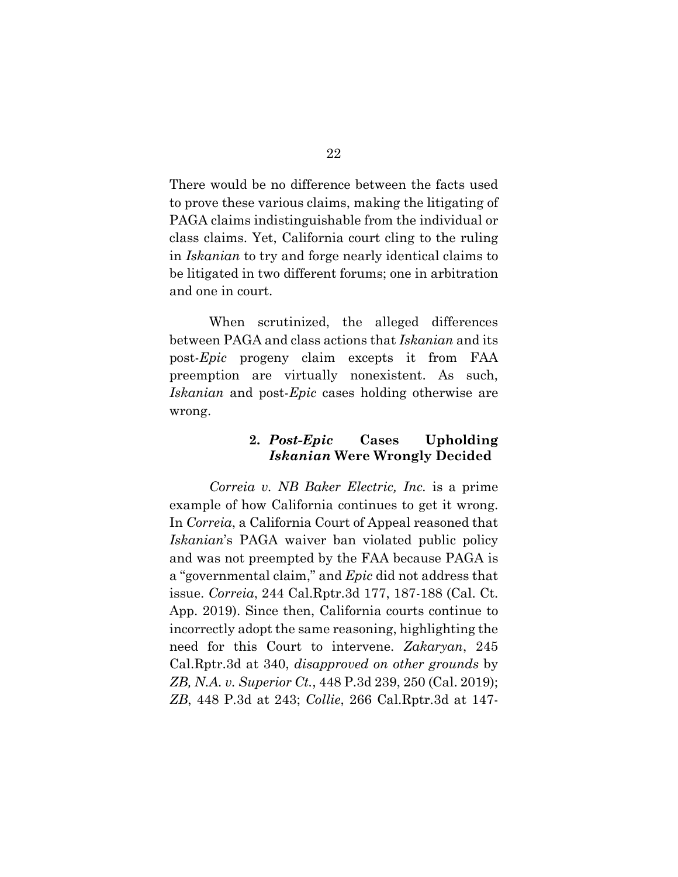There would be no difference between the facts used to prove these various claims, making the litigating of PAGA claims indistinguishable from the individual or class claims. Yet, California court cling to the ruling in *Iskanian* to try and forge nearly identical claims to be litigated in two different forums; one in arbitration and one in court.

When scrutinized, the alleged differences between PAGA and class actions that *Iskanian* and its post-*Epic* progeny claim excepts it from FAA preemption are virtually nonexistent. As such, *Iskanian* and post-*Epic* cases holding otherwise are wrong.

### 2. *Post-Epic* Cases Upholding *Iskanian* Were Wrongly Decided

*Correia v. NB Baker Electric, Inc.* is a prime example of how California continues to get it wrong. In *Correia*, a California Court of Appeal reasoned that *Iskanian*'s PAGA waiver ban violated public policy and was not preempted by the FAA because PAGA is a "governmental claim," and *Epic* did not address that issue. *Correia*, 244 Cal.Rptr.3d 177, 187-188 (Cal. Ct. App. 2019). Since then, California courts continue to incorrectly adopt the same reasoning, highlighting the need for this Court to intervene. *Zakaryan*, 245 Cal.Rptr.3d at 340, *disapproved on other grounds* by *ZB, N.A. v. Superior Ct.*, 448 P.3d 239, 250 (Cal. 2019); *ZB*, 448 P.3d at 243; *Collie*, 266 Cal.Rptr.3d at 147-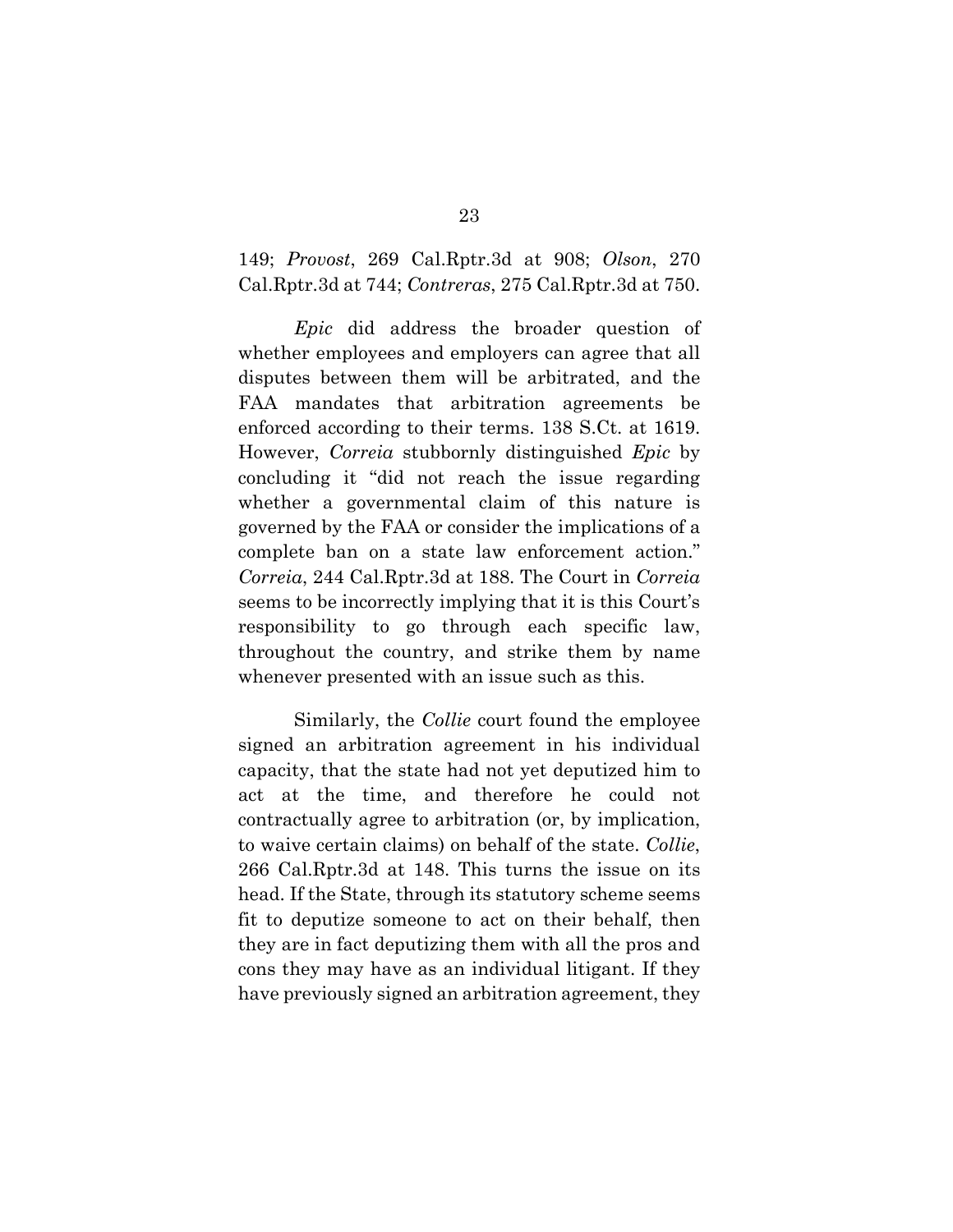149; *Provost*, 269 Cal.Rptr.3d at 908; *Olson*, 270 Cal.Rptr.3d at 744; *Contreras*, 275 Cal.Rptr.3d at 750.

*Epic* did address the broader question of whether employees and employers can agree that all disputes between them will be arbitrated, and the FAA mandates that arbitration agreements be enforced according to their terms. 138 S.Ct. at 1619. However, *Correia* stubbornly distinguished *Epic* by concluding it "did not reach the issue regarding whether a governmental claim of this nature is governed by the FAA or consider the implications of a complete ban on a state law enforcement action." *Correia*, 244 Cal.Rptr.3d at 188. The Court in *Correia* seems to be incorrectly implying that it is this Court's responsibility to go through each specific law, throughout the country, and strike them by name whenever presented with an issue such as this.

Similarly, the *Collie* court found the employee signed an arbitration agreement in his individual capacity, that the state had not yet deputized him to act at the time, and therefore he could not contractually agree to arbitration (or, by implication, to waive certain claims) on behalf of the state. *Collie*, 266 Cal.Rptr.3d at 148. This turns the issue on its head. If the State, through its statutory scheme seems fit to deputize someone to act on their behalf, then they are in fact deputizing them with all the pros and cons they may have as an individual litigant. If they have previously signed an arbitration agreement, they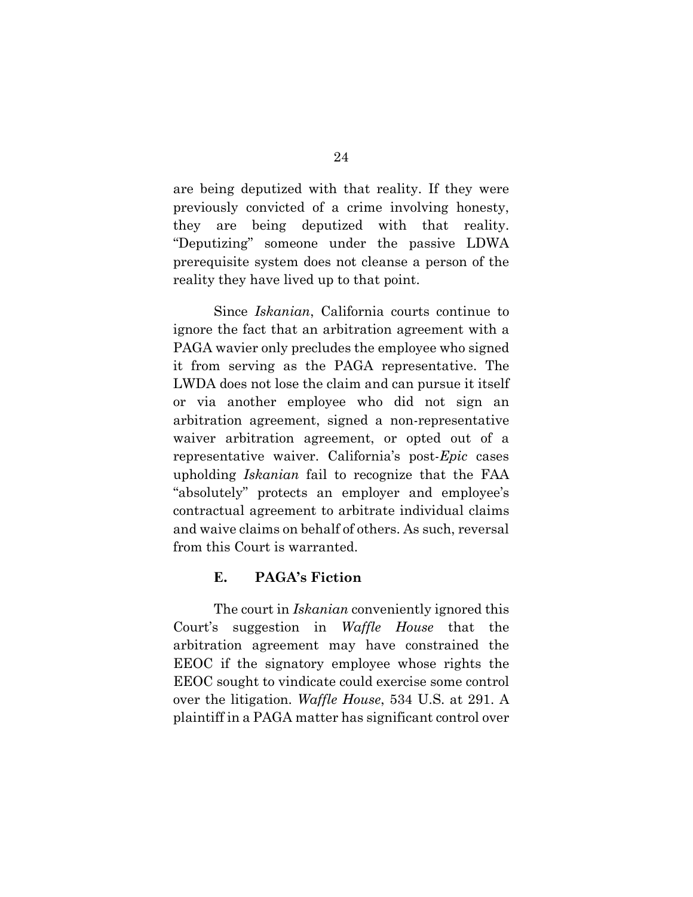are being deputized with that reality. If they were previously convicted of a crime involving honesty, they are being deputized with that reality. "Deputizing" someone under the passive LDWA prerequisite system does not cleanse a person of the reality they have lived up to that point.

Since *Iskanian*, California courts continue to ignore the fact that an arbitration agreement with a PAGA wavier only precludes the employee who signed it from serving as the PAGA representative. The LWDA does not lose the claim and can pursue it itself or via another employee who did not sign an arbitration agreement, signed a non-representative waiver arbitration agreement, or opted out of a representative waiver. California's post-*Epic* cases upholding *Iskanian* fail to recognize that the FAA "absolutely" protects an employer and employee's contractual agreement to arbitrate individual claims and waive claims on behalf of others. As such, reversal from this Court is warranted.

### E. PAGA's Fiction

The court in *Iskanian* conveniently ignored this Court's suggestion in *Waffle House* that the arbitration agreement may have constrained the EEOC if the signatory employee whose rights the EEOC sought to vindicate could exercise some control over the litigation. *Waffle House*, 534 U.S. at 291. A plaintiff in a PAGA matter has significant control over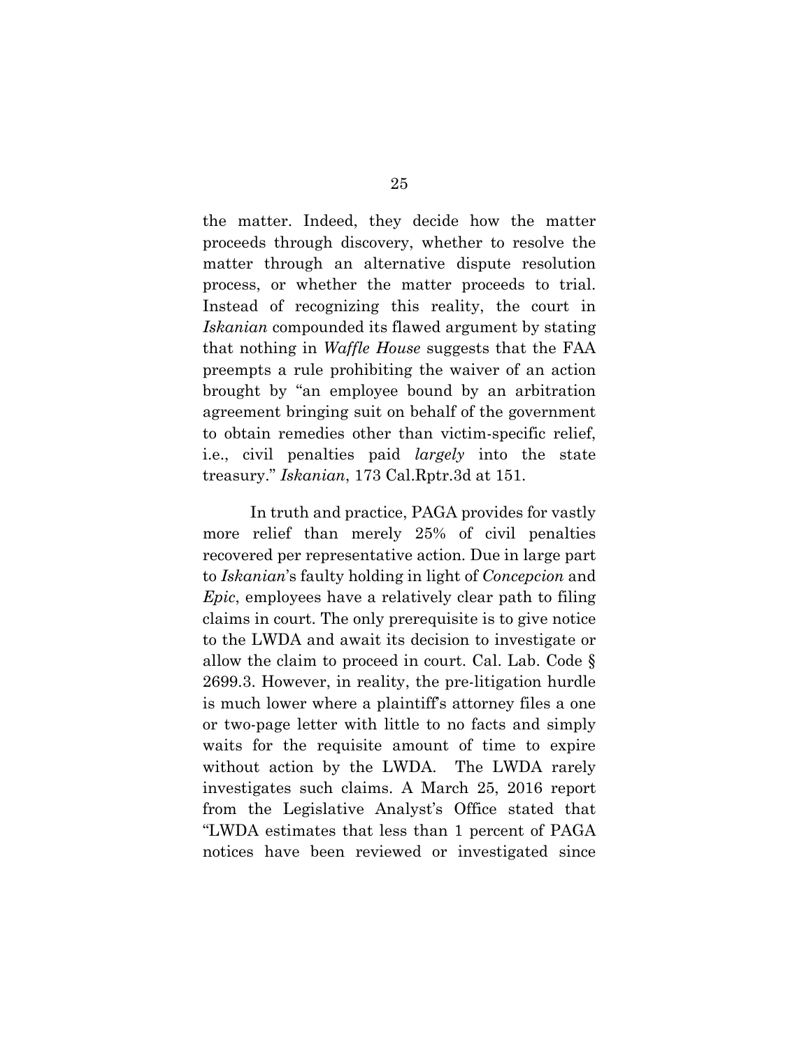the matter. Indeed, they decide how the matter proceeds through discovery, whether to resolve the matter through an alternative dispute resolution process, or whether the matter proceeds to trial. Instead of recognizing this reality, the court in *Iskanian* compounded its flawed argument by stating that nothing in *Waffle House* suggests that the FAA preempts a rule prohibiting the waiver of an action brought by "an employee bound by an arbitration agreement bringing suit on behalf of the government to obtain remedies other than victim-specific relief, i.e., civil penalties paid *largely* into the state treasury." *Iskanian*, 173 Cal.Rptr.3d at 151.

In truth and practice, PAGA provides for vastly more relief than merely 25% of civil penalties recovered per representative action. Due in large part to *Iskanian*'s faulty holding in light of *Concepcion* and *Epic*, employees have a relatively clear path to filing claims in court. The only prerequisite is to give notice to the LWDA and await its decision to investigate or allow the claim to proceed in court. Cal. Lab. Code § 2699.3. However, in reality, the pre-litigation hurdle is much lower where a plaintiff's attorney files a one or two-page letter with little to no facts and simply waits for the requisite amount of time to expire without action by the LWDA. The LWDA rarely investigates such claims. A March 25, 2016 report from the Legislative Analyst's Office stated that "LWDA estimates that less than 1 percent of PAGA notices have been reviewed or investigated since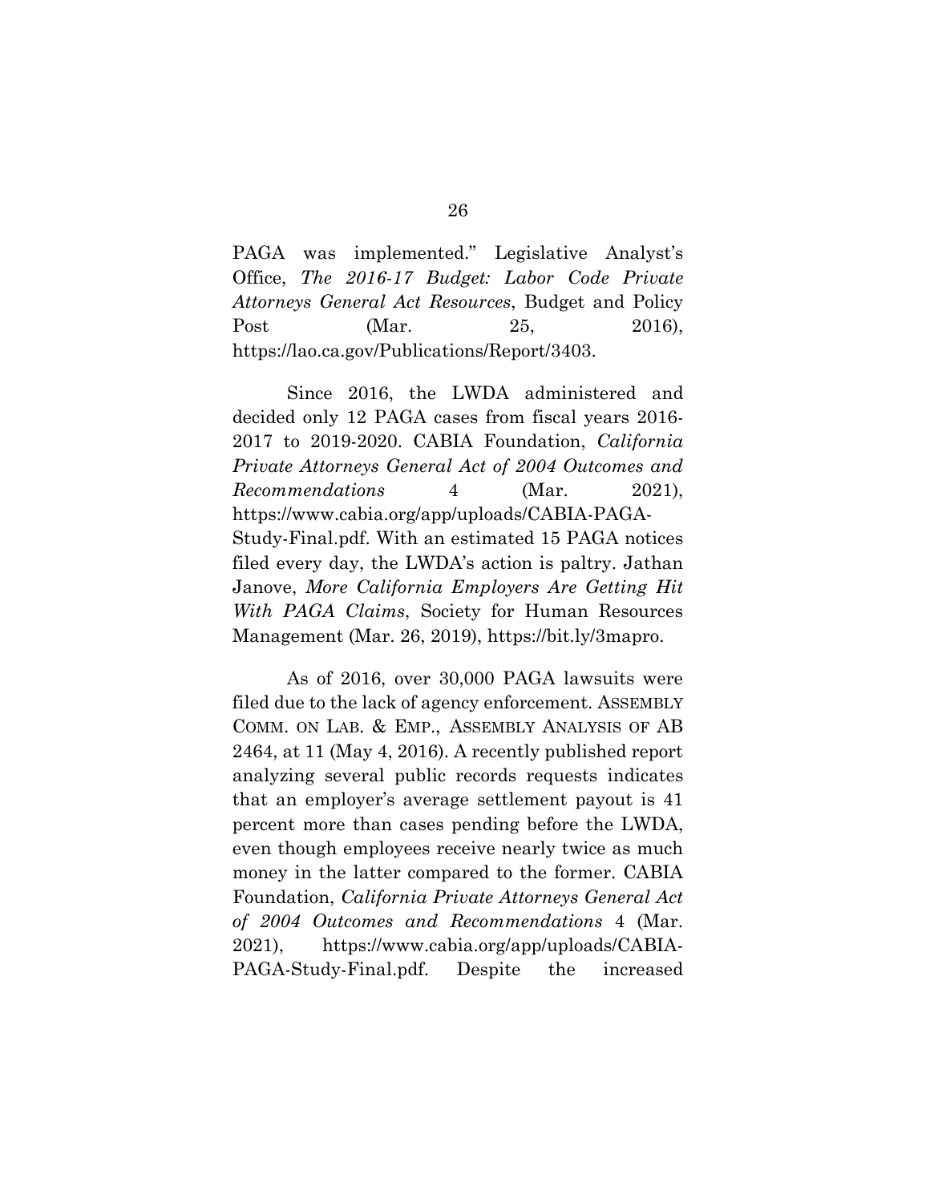PAGA was implemented." Legislative Analyst's Office, *The 2016-17 Budget: Labor Code Private Attorneys General Act Resources*, Budget and Policy Post (Mar. 25, 2016), https://lao.ca.gov/Publications/Report/3403.

Since 2016, the LWDA administered and decided only 12 PAGA cases from fiscal years 2016-2017 to 2019-2020. CABIA Foundation, *California Private Attorneys General Act of 2004 Outcomes and Recommendations* 4 (Mar. 2021), https://www.cabia.org/app/uploads/CABIA-PAGA-Study-Final.pdf. With an estimated 15 PAGA notices filed every day, the LWDA's action is paltry. Jathan Janove, *More California Employers Are Getting Hit With PAGA Claims*, Society for Human Resources Management (Mar. 26, 2019), https://bit.ly/3mapro.

As of 2016, over 30,000 PAGA lawsuits were filed due to the lack of agency enforcement. ASSEMBLY COMM. ON LAB. & EMP., ASSEMBLY ANALYSIS OF AB 2464, at 11 (May 4, 2016). A recently published report analyzing several public records requests indicates that an employer's average settlement payout is 41 percent more than cases pending before the LWDA, even though employees receive nearly twice as much money in the latter compared to the former. CABIA Foundation, *California Private Attorneys General Act of 2004 Outcomes and Recommendations* 4 (Mar. 2021), https://www.cabia.org/app/uploads/CABIA-PAGA-Study-Final.pdf. Despite the increased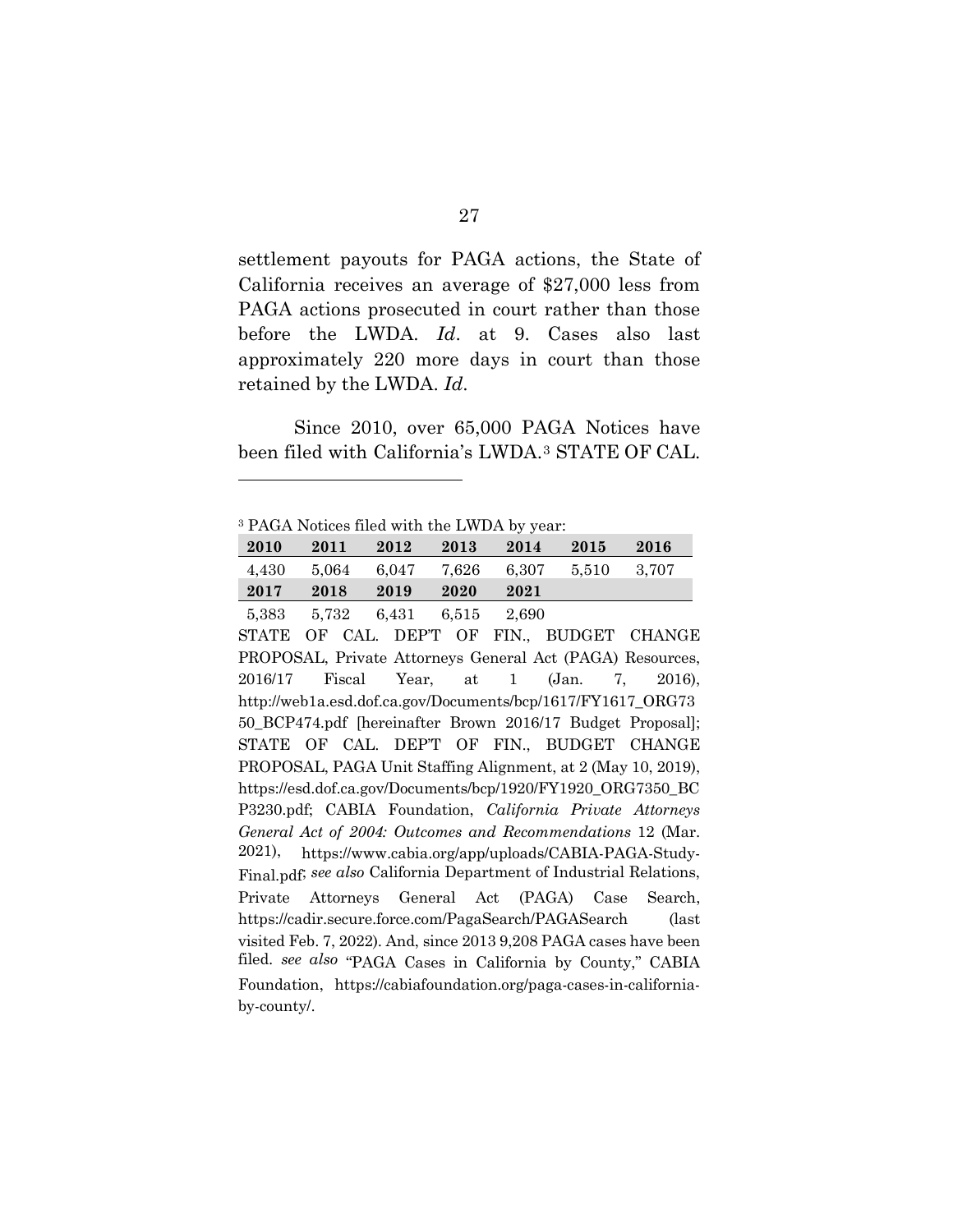settlement payouts for PAGA actions, the State of California receives an average of $27,000 less from PAGA actions prosecuted in court rather than those before the LWDA. *Id*. at 9. Cases also last approximately 220 more days in court than those retained by the LWDA. *Id*.

Since 2010, over 65,000 PAGA Notices have been filed with California's LWDA.[3] STATE OF CAL.

---

[3] PAGA Notices filed with the LWDA by year:

| 2010 | 2011 | 2012 | 2013 | 2014 | 2015 | 2016 |
|---|---|---|---|---|---|---|
| 4,430 | 5,064 | 6,047 | 7,626 | 6,307 | 5,510 | 3,707 |
| **2017** | **2018** | **2019** | **2020** | **2021** | | |
| 5,383 | 5,732 | 6,431 | 6,515 | 2,690 | | |

STATE OF CAL. DEP'T OF FIN., BUDGET CHANGE PROPOSAL, Private Attorneys General Act (PAGA) Resources, 2016/17 Fiscal Year, at 1 (Jan. 7, 2016), http://web1a.esd.dof.ca.gov/Documents/bcp/1617/FY1617_ORG7350_BCP474.pdf [hereinafter Brown 2016/17 Budget Proposal]; STATE OF CAL. DEP'T OF FIN., BUDGET CHANGE PROPOSAL, PAGA Unit Staffing Alignment, at 2 (May 10, 2019), https://esd.dof.ca.gov/Documents/bcp/1920/FY1920_ORG7350_BCP3230.pdf; CABIA Foundation, *California Private Attorneys General Act of 2004: Outcomes and Recommendations* 12 (Mar. 2021), https://www.cabia.org/app/uploads/CABIA-PAGA-Study-Final.pdf; *see also* California Department of Industrial Relations, Private Attorneys General Act (PAGA) Case Search, https://cadir.secure.force.com/PagaSearch/PAGASearch (last visited Feb. 7, 2022). And, since 2013 9,208 PAGA cases have been filed. *see also* "PAGA Cases in California by County," CABIA Foundation, https://cabiafoundation.org/paga-cases-in-california-by-county/.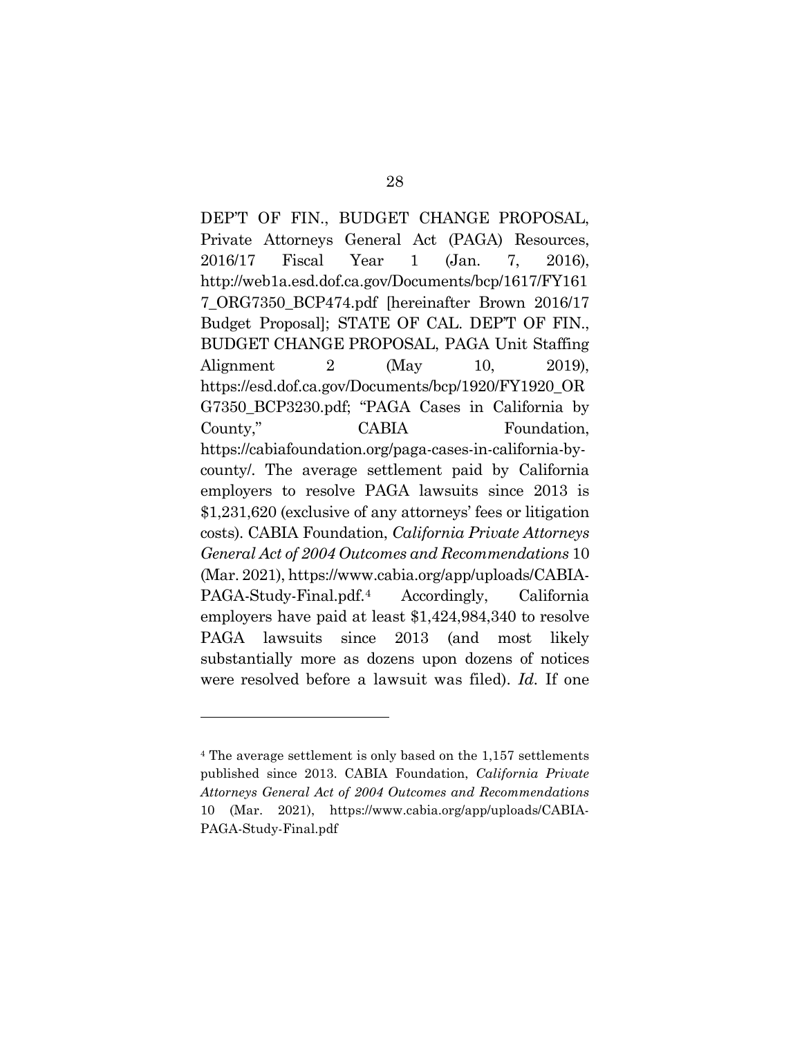DEP'T OF FIN., BUDGET CHANGE PROPOSAL, Private Attorneys General Act (PAGA) Resources, 2016/17 Fiscal Year 1 (Jan. 7, 2016), http://web1a.esd.dof.ca.gov/Documents/bcp/1617/FY1617_ORG7350_BCP474.pdf [hereinafter Brown 2016/17 Budget Proposal]; STATE OF CAL. DEP'T OF FIN., BUDGET CHANGE PROPOSAL, PAGA Unit Staffing Alignment 2 (May 10, 2019), https://esd.dof.ca.gov/Documents/bcp/1920/FY1920_ORG7350_BCP3230.pdf; "PAGA Cases in California by County," CABIA Foundation, https://cabiafoundation.org/paga-cases-in-california-by-county/. The average settlement paid by California employers to resolve PAGA lawsuits since 2013 is $1,231,620 (exclusive of any attorneys' fees or litigation costs). CABIA Foundation, *California Private Attorneys General Act of 2004 Outcomes and Recommendations* 10 (Mar. 2021), https://www.cabia.org/app/uploads/CABIA-PAGA-Study-Final.pdf.[4] Accordingly, California employers have paid at least $1,424,984,340 to resolve PAGA lawsuits since 2013 (and most likely substantially more as dozens upon dozens of notices were resolved before a lawsuit was filed). *Id.* If one

---

[4] The average settlement is only based on the 1,157 settlements published since 2013. CABIA Foundation, *California Private Attorneys General Act of 2004 Outcomes and Recommendations* 10 (Mar. 2021), https://www.cabia.org/app/uploads/CABIA-PAGA-Study-Final.pdf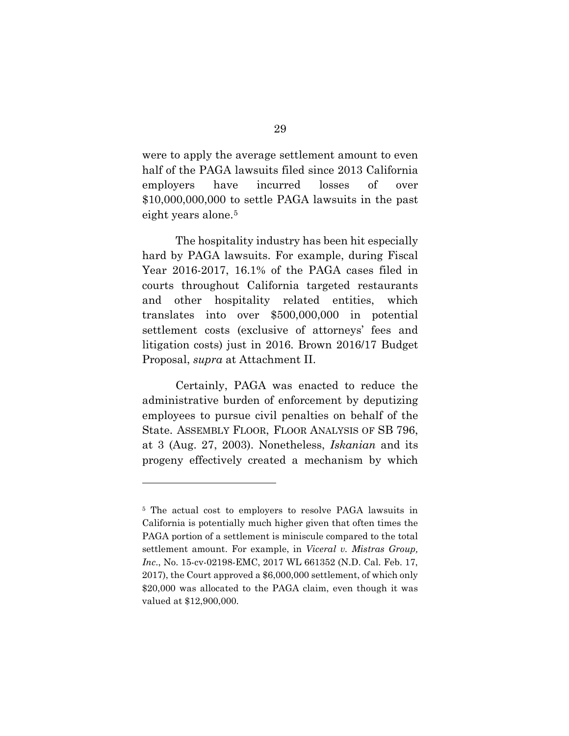were to apply the average settlement amount to even half of the PAGA lawsuits filed since 2013 California employers have incurred losses of over $10,000,000,000 to settle PAGA lawsuits in the past eight years alone.[5]

The hospitality industry has been hit especially hard by PAGA lawsuits. For example, during Fiscal Year 2016-2017, 16.1% of the PAGA cases filed in courts throughout California targeted restaurants and other hospitality related entities, which translates into over $500,000,000 in potential settlement costs (exclusive of attorneys' fees and litigation costs) just in 2016. Brown 2016/17 Budget Proposal, *supra* at Attachment II.

Certainly, PAGA was enacted to reduce the administrative burden of enforcement by deputizing employees to pursue civil penalties on behalf of the State. ASSEMBLY FLOOR, FLOOR ANALYSIS OF SB 796, at 3 (Aug. 27, 2003). Nonetheless, *Iskanian* and its progeny effectively created a mechanism by which

---

[5] The actual cost to employers to resolve PAGA lawsuits in California is potentially much higher given that often times the PAGA portion of a settlement is miniscule compared to the total settlement amount. For example, in *Viceral v. Mistras Group, Inc*., No. 15-cv-02198-EMC, 2017 WL 661352 (N.D. Cal. Feb. 17, 2017), the Court approved a $6,000,000 settlement, of which only $20,000 was allocated to the PAGA claim, even though it was valued at $12,900,000.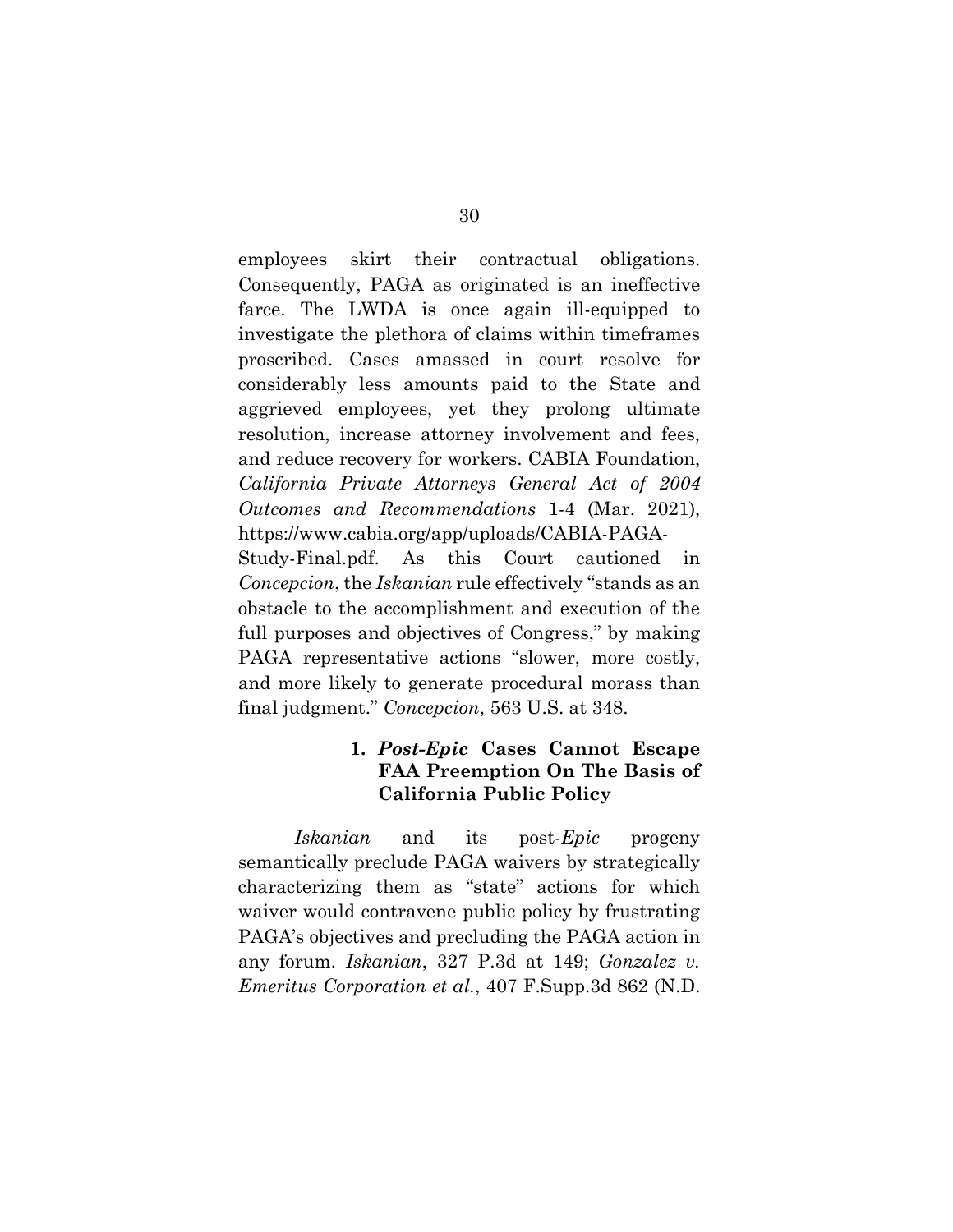employees skirt their contractual obligations. Consequently, PAGA as originated is an ineffective farce. The LWDA is once again ill-equipped to investigate the plethora of claims within timeframes proscribed. Cases amassed in court resolve for considerably less amounts paid to the State and aggrieved employees, yet they prolong ultimate resolution, increase attorney involvement and fees, and reduce recovery for workers. CABIA Foundation, *California Private Attorneys General Act of 2004 Outcomes and Recommendations* 1-4 (Mar. 2021), https://www.cabia.org/app/uploads/CABIA-PAGA-Study-Final.pdf. As this Court cautioned in *Concepcion*, the *Iskanian* rule effectively "stands as an obstacle to the accomplishment and execution of the full purposes and objectives of Congress," by making PAGA representative actions "slower, more costly, and more likely to generate procedural morass than final judgment." *Concepcion*, 563 U.S. at 348.

#### 1. *Post-Epic* Cases Cannot Escape FAA Preemption On The Basis of California Public Policy

*Iskanian* and its post-*Epic* progeny semantically preclude PAGA waivers by strategically characterizing them as "state" actions for which waiver would contravene public policy by frustrating PAGA's objectives and precluding the PAGA action in any forum. *Iskanian*, 327 P.3d at 149; *Gonzalez v. Emeritus Corporation et al.*, 407 F.Supp.3d 862 (N.D.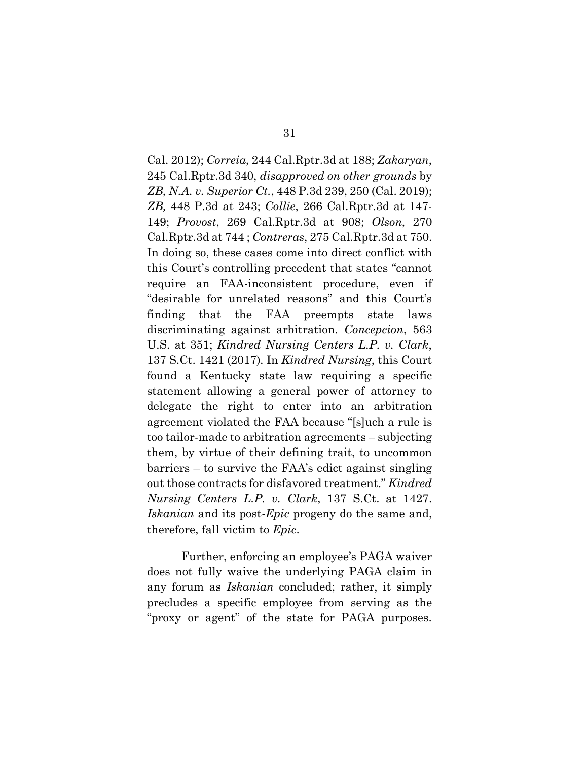Cal. 2012); *Correia*, 244 Cal.Rptr.3d at 188; *Zakaryan*, 245 Cal.Rptr.3d 340, *disapproved on other grounds* by *ZB, N.A. v. Superior Ct.*, 448 P.3d 239, 250 (Cal. 2019); *ZB,* 448 P.3d at 243; *Collie*, 266 Cal.Rptr.3d at 147-149; *Provost*, 269 Cal.Rptr.3d at 908; *Olson,* 270 Cal.Rptr.3d at 744 ; *Contreras*, 275 Cal.Rptr.3d at 750. In doing so, these cases come into direct conflict with this Court's controlling precedent that states "cannot require an FAA-inconsistent procedure, even if "desirable for unrelated reasons" and this Court's finding that the FAA preempts state laws discriminating against arbitration. *Concepcion*, 563 U.S. at 351; *Kindred Nursing Centers L.P. v. Clark*, 137 S.Ct. 1421 (2017). In *Kindred Nursing*, this Court found a Kentucky state law requiring a specific statement allowing a general power of attorney to delegate the right to enter into an arbitration agreement violated the FAA because "[s]uch a rule is too tailor-made to arbitration agreements – subjecting them, by virtue of their defining trait, to uncommon barriers – to survive the FAA's edict against singling out those contracts for disfavored treatment." *Kindred Nursing Centers L.P. v. Clark*, 137 S.Ct. at 1427. *Iskanian* and its post-*Epic* progeny do the same and, therefore, fall victim to *Epic*.

Further, enforcing an employee's PAGA waiver does not fully waive the underlying PAGA claim in any forum as *Iskanian* concluded; rather, it simply precludes a specific employee from serving as the "proxy or agent" of the state for PAGA purposes.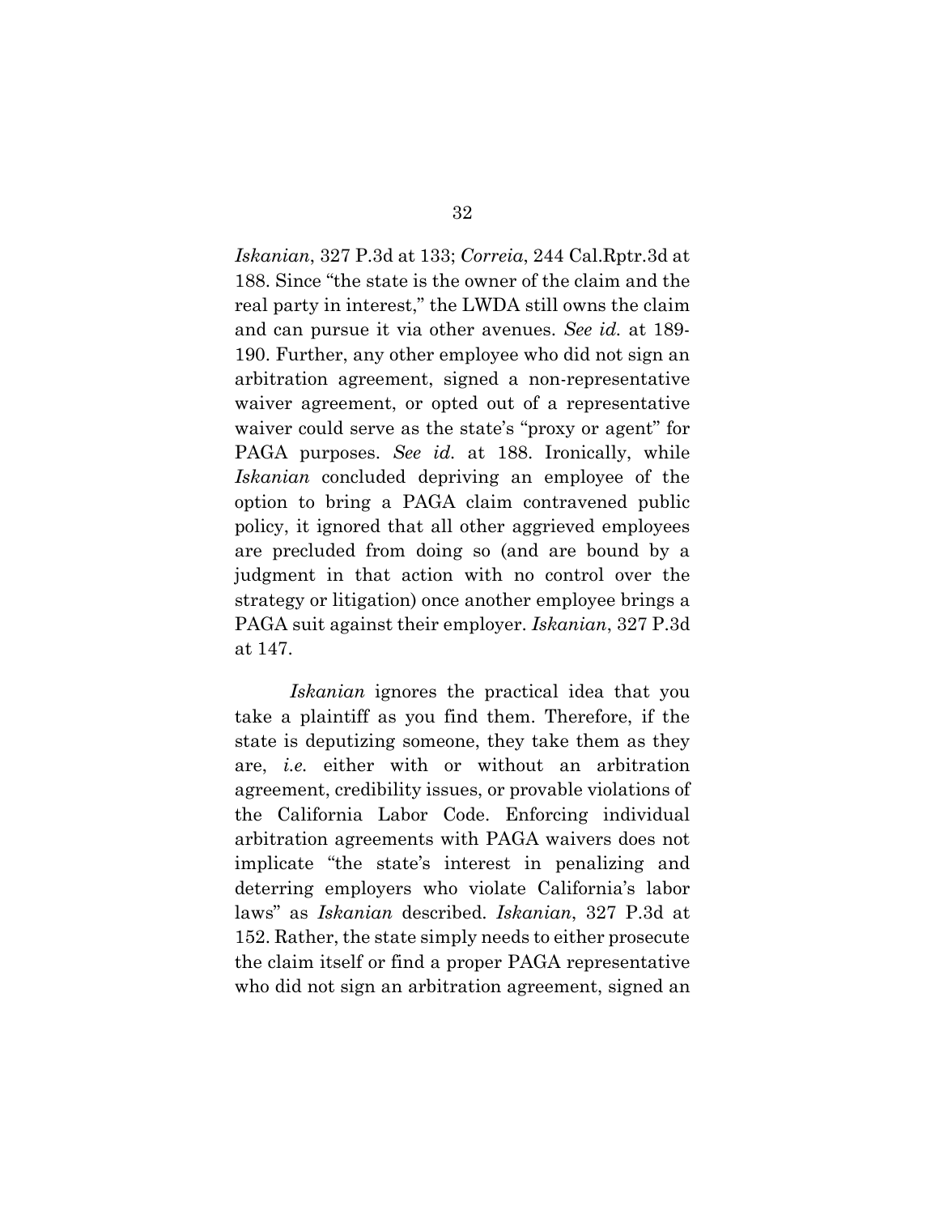*Iskanian*, 327 P.3d at 133; *Correia*, 244 Cal.Rptr.3d at 188. Since "the state is the owner of the claim and the real party in interest," the LWDA still owns the claim and can pursue it via other avenues. *See id.* at 189-190. Further, any other employee who did not sign an arbitration agreement, signed a non-representative waiver agreement, or opted out of a representative waiver could serve as the state's "proxy or agent" for PAGA purposes. *See id.* at 188. Ironically, while *Iskanian* concluded depriving an employee of the option to bring a PAGA claim contravened public policy, it ignored that all other aggrieved employees are precluded from doing so (and are bound by a judgment in that action with no control over the strategy or litigation) once another employee brings a PAGA suit against their employer. *Iskanian*, 327 P.3d at 147.

*Iskanian* ignores the practical idea that you take a plaintiff as you find them. Therefore, if the state is deputizing someone, they take them as they are, *i.e.* either with or without an arbitration agreement, credibility issues, or provable violations of the California Labor Code. Enforcing individual arbitration agreements with PAGA waivers does not implicate "the state's interest in penalizing and deterring employers who violate California's labor laws" as *Iskanian* described. *Iskanian*, 327 P.3d at 152. Rather, the state simply needs to either prosecute the claim itself or find a proper PAGA representative who did not sign an arbitration agreement, signed an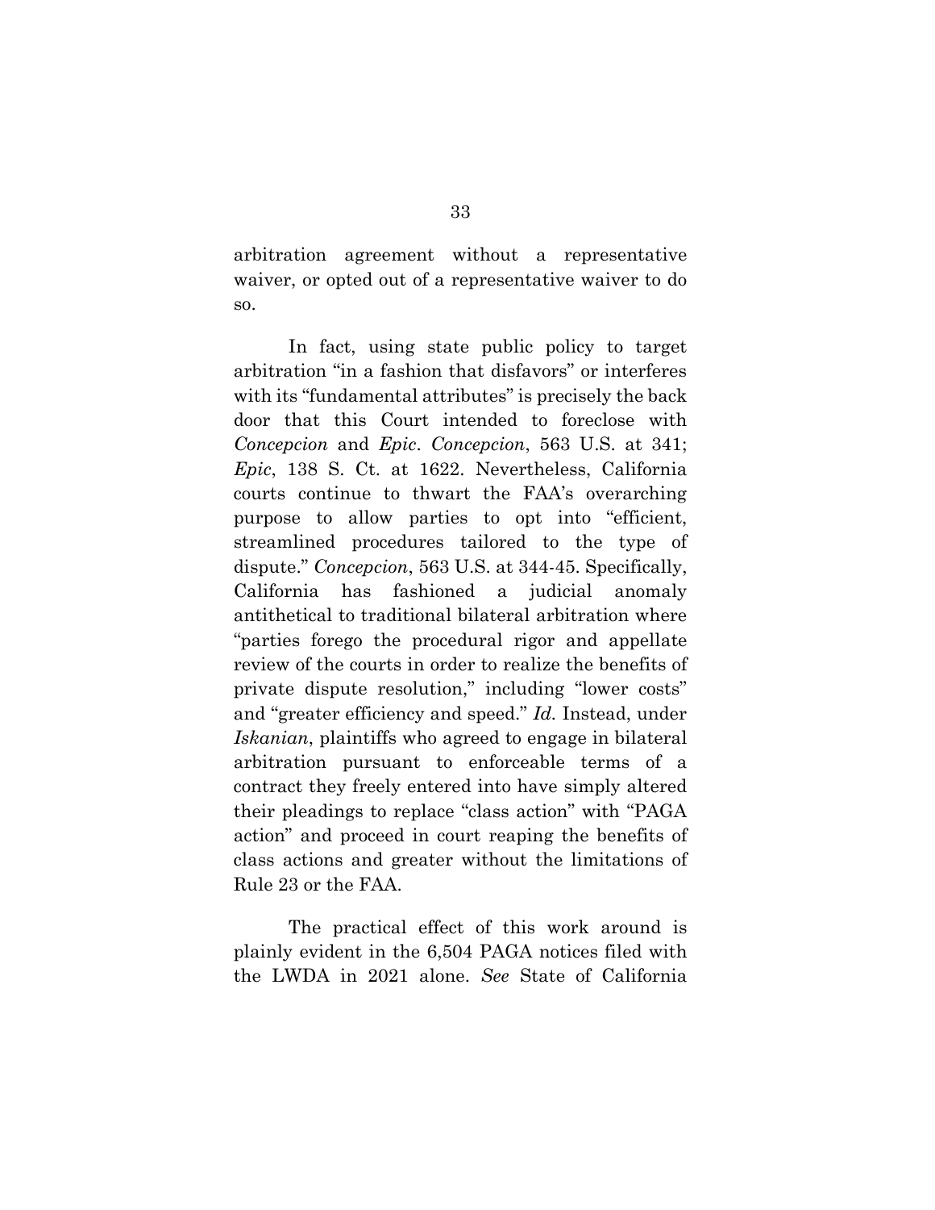arbitration agreement without a representative waiver, or opted out of a representative waiver to do so.

In fact, using state public policy to target arbitration "in a fashion that disfavors" or interferes with its "fundamental attributes" is precisely the back door that this Court intended to foreclose with *Concepcion* and *Epic*. *Concepcion*, 563 U.S. at 341; *Epic*, 138 S. Ct. at 1622. Nevertheless, California courts continue to thwart the FAA's overarching purpose to allow parties to opt into "efficient, streamlined procedures tailored to the type of dispute." *Concepcion*, 563 U.S. at 344-45. Specifically, California has fashioned a judicial anomaly antithetical to traditional bilateral arbitration where "parties forego the procedural rigor and appellate review of the courts in order to realize the benefits of private dispute resolution," including "lower costs" and "greater efficiency and speed." *Id.* Instead, under *Iskanian*, plaintiffs who agreed to engage in bilateral arbitration pursuant to enforceable terms of a contract they freely entered into have simply altered their pleadings to replace "class action" with "PAGA action" and proceed in court reaping the benefits of class actions and greater without the limitations of Rule 23 or the FAA.

The practical effect of this work around is plainly evident in the 6,504 PAGA notices filed with the LWDA in 2021 alone. *See* State of California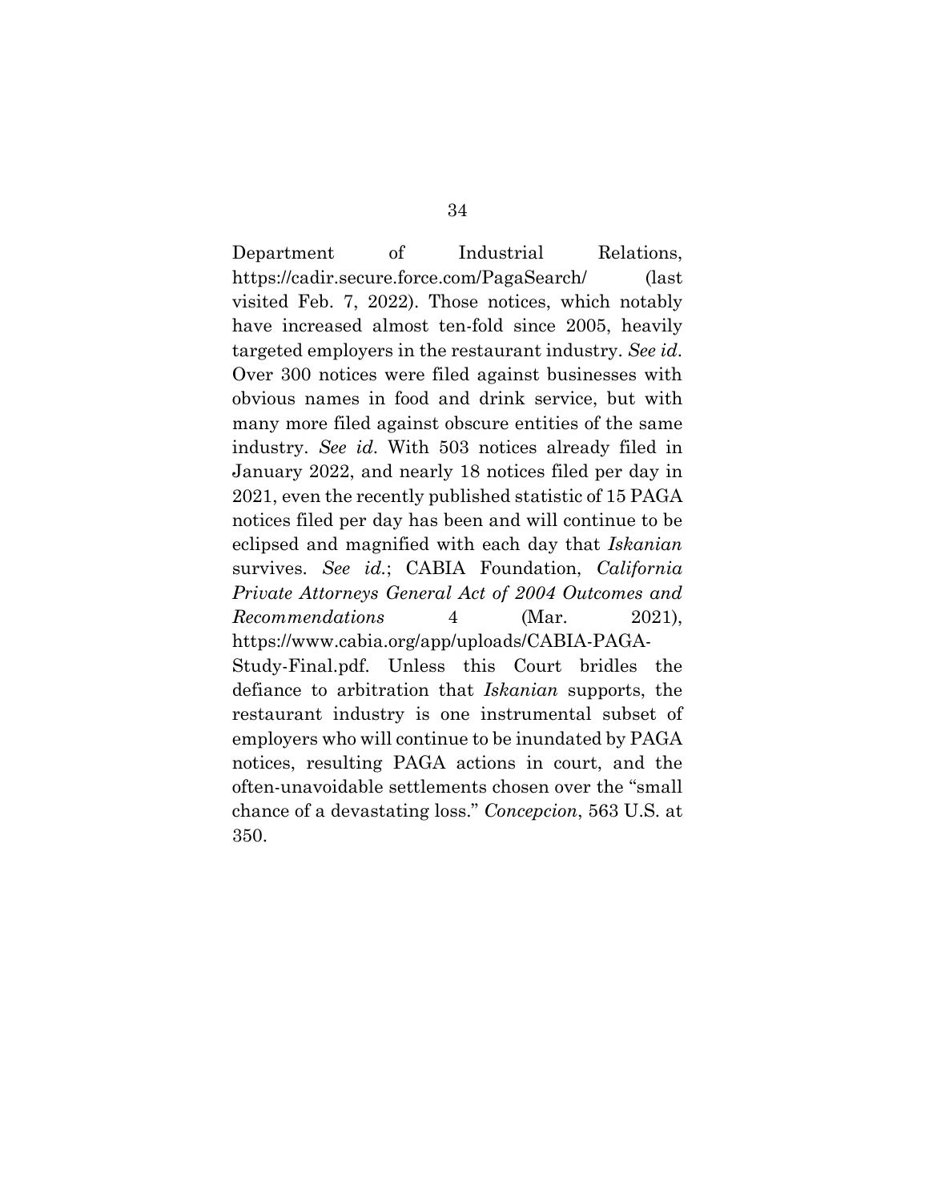Department of Industrial Relations, https://cadir.secure.force.com/PagaSearch/ (last visited Feb. 7, 2022). Those notices, which notably have increased almost ten-fold since 2005, heavily targeted employers in the restaurant industry. *See id.* Over 300 notices were filed against businesses with obvious names in food and drink service, but with many more filed against obscure entities of the same industry. *See id.* With 503 notices already filed in January 2022, and nearly 18 notices filed per day in 2021, even the recently published statistic of 15 PAGA notices filed per day has been and will continue to be eclipsed and magnified with each day that *Iskanian* survives. *See id.*; CABIA Foundation, *California Private Attorneys General Act of 2004 Outcomes and Recommendations* 4 (Mar. 2021), https://www.cabia.org/app/uploads/CABIA-PAGA-Study-Final.pdf. Unless this Court bridles the defiance to arbitration that *Iskanian* supports, the restaurant industry is one instrumental subset of employers who will continue to be inundated by PAGA notices, resulting PAGA actions in court, and the often-unavoidable settlements chosen over the "small chance of a devastating loss." *Concepcion*, 563 U.S. at 350.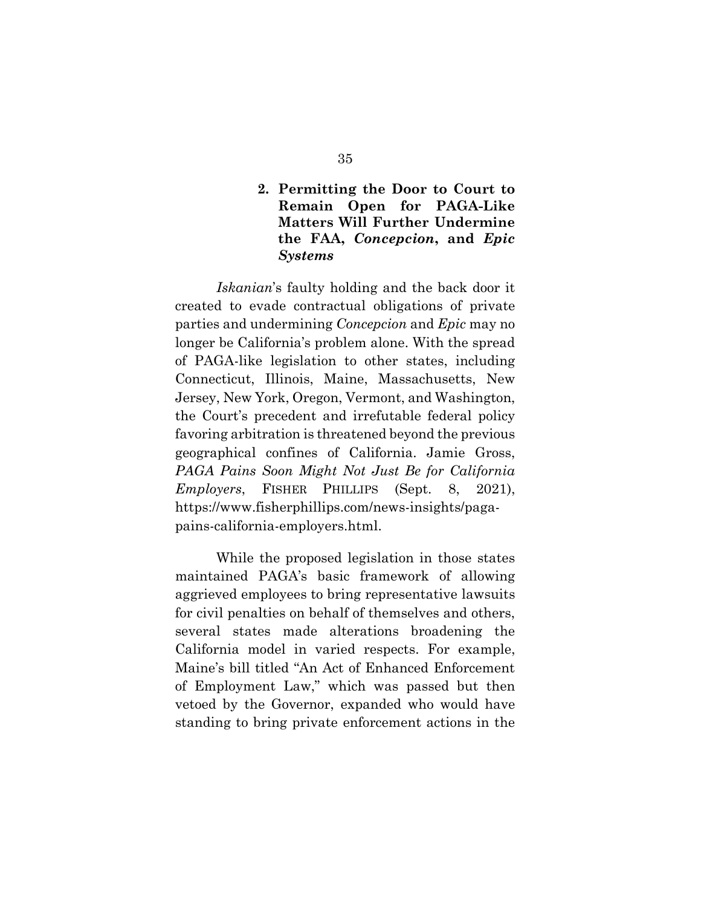### 2. Permitting the Door to Court to Remain Open for PAGA-Like Matters Will Further Undermine the FAA, *Concepcion*, and *Epic Systems*

*Iskanian*'s faulty holding and the back door it created to evade contractual obligations of private parties and undermining *Concepcion* and *Epic* may no longer be California's problem alone. With the spread of PAGA-like legislation to other states, including Connecticut, Illinois, Maine, Massachusetts, New Jersey, New York, Oregon, Vermont, and Washington, the Court's precedent and irrefutable federal policy favoring arbitration is threatened beyond the previous geographical confines of California. Jamie Gross, *PAGA Pains Soon Might Not Just Be for California Employers*, FISHER PHILLIPS (Sept. 8, 2021), https://www.fisherphillips.com/news-insights/paga-pains-california-employers.html.

While the proposed legislation in those states maintained PAGA's basic framework of allowing aggrieved employees to bring representative lawsuits for civil penalties on behalf of themselves and others, several states made alterations broadening the California model in varied respects. For example, Maine's bill titled "An Act of Enhanced Enforcement of Employment Law," which was passed but then vetoed by the Governor, expanded who would have standing to bring private enforcement actions in the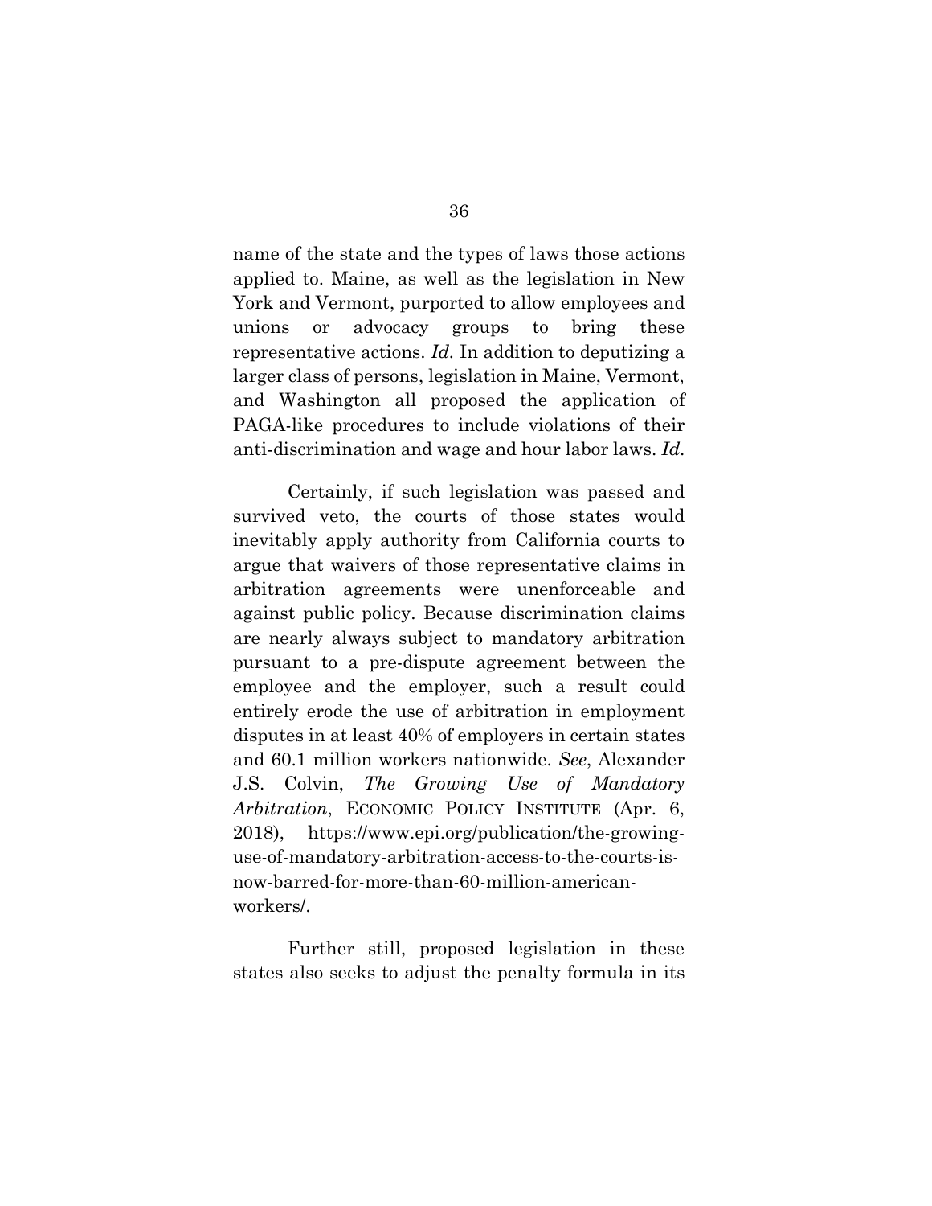name of the state and the types of laws those actions applied to. Maine, as well as the legislation in New York and Vermont, purported to allow employees and unions or advocacy groups to bring these representative actions. *Id.* In addition to deputizing a larger class of persons, legislation in Maine, Vermont, and Washington all proposed the application of PAGA-like procedures to include violations of their anti-discrimination and wage and hour labor laws. *Id.*

Certainly, if such legislation was passed and survived veto, the courts of those states would inevitably apply authority from California courts to argue that waivers of those representative claims in arbitration agreements were unenforceable and against public policy. Because discrimination claims are nearly always subject to mandatory arbitration pursuant to a pre-dispute agreement between the employee and the employer, such a result could entirely erode the use of arbitration in employment disputes in at least 40% of employers in certain states and 60.1 million workers nationwide. *See*, Alexander J.S. Colvin, *The Growing Use of Mandatory Arbitration*, ECONOMIC POLICY INSTITUTE (Apr. 6, 2018), https://www.epi.org/publication/the-growing-use-of-mandatory-arbitration-access-to-the-courts-is-now-barred-for-more-than-60-million-american-workers/.

Further still, proposed legislation in these states also seeks to adjust the penalty formula in its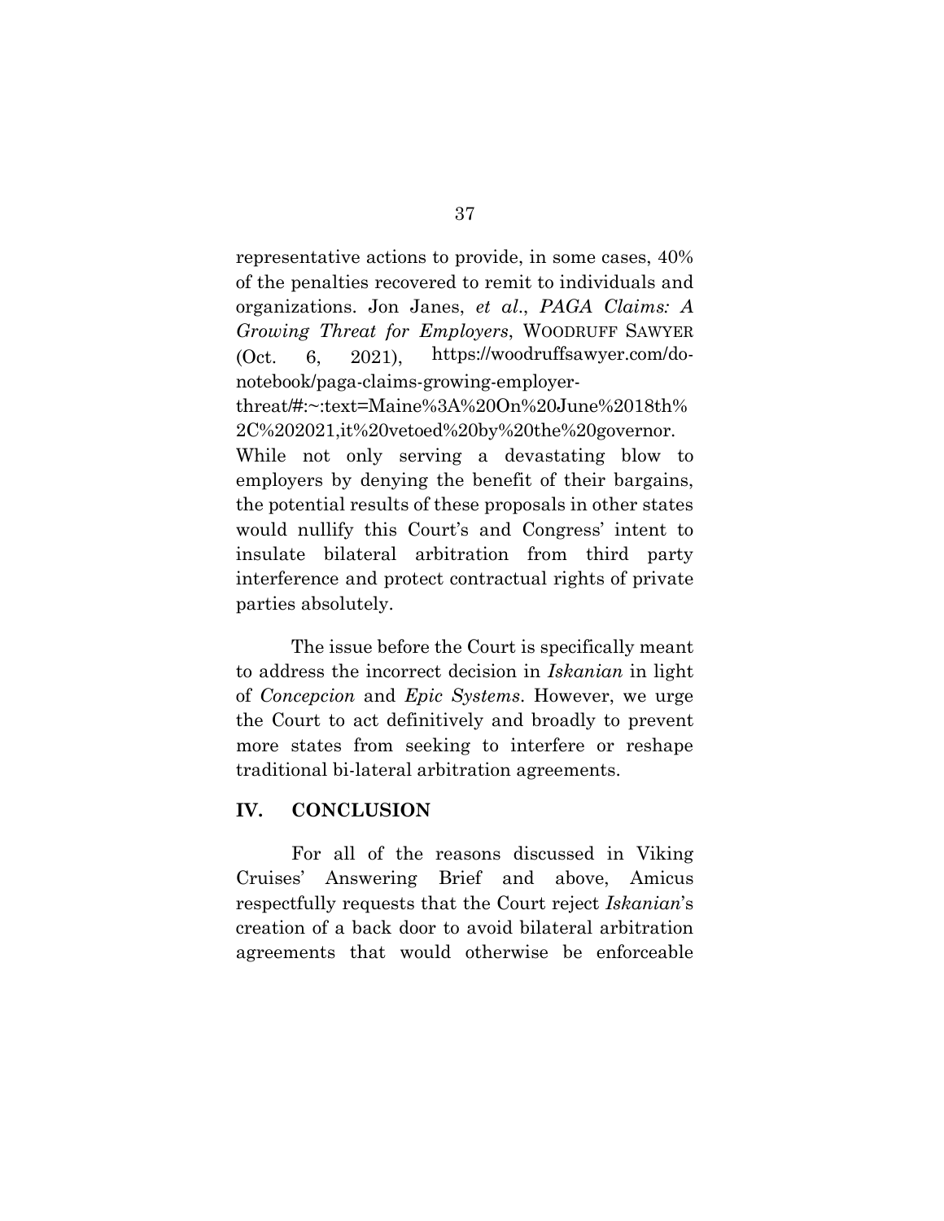representative actions to provide, in some cases, 40% of the penalties recovered to remit to individuals and organizations. Jon Janes, *et al*., *PAGA Claims: A Growing Threat for Employers*, WOODRUFF SAWYER (Oct. 6, 2021), https://woodruffsawyer.com/do-notebook/paga-claims-growing-employer-threat/#:~:text=Maine%3A%20On%20June%2018th%2C%202021,it%20vetoed%20by%20the%20governor. While not only serving a devastating blow to employers by denying the benefit of their bargains, the potential results of these proposals in other states would nullify this Court's and Congress' intent to insulate bilateral arbitration from third party interference and protect contractual rights of private parties absolutely.

The issue before the Court is specifically meant to address the incorrect decision in *Iskanian* in light of *Concepcion* and *Epic Systems*. However, we urge the Court to act definitively and broadly to prevent more states from seeking to interfere or reshape traditional bi-lateral arbitration agreements.

## IV. CONCLUSION

For all of the reasons discussed in Viking Cruises' Answering Brief and above, Amicus respectfully requests that the Court reject *Iskanian*'s creation of a back door to avoid bilateral arbitration agreements that would otherwise be enforceable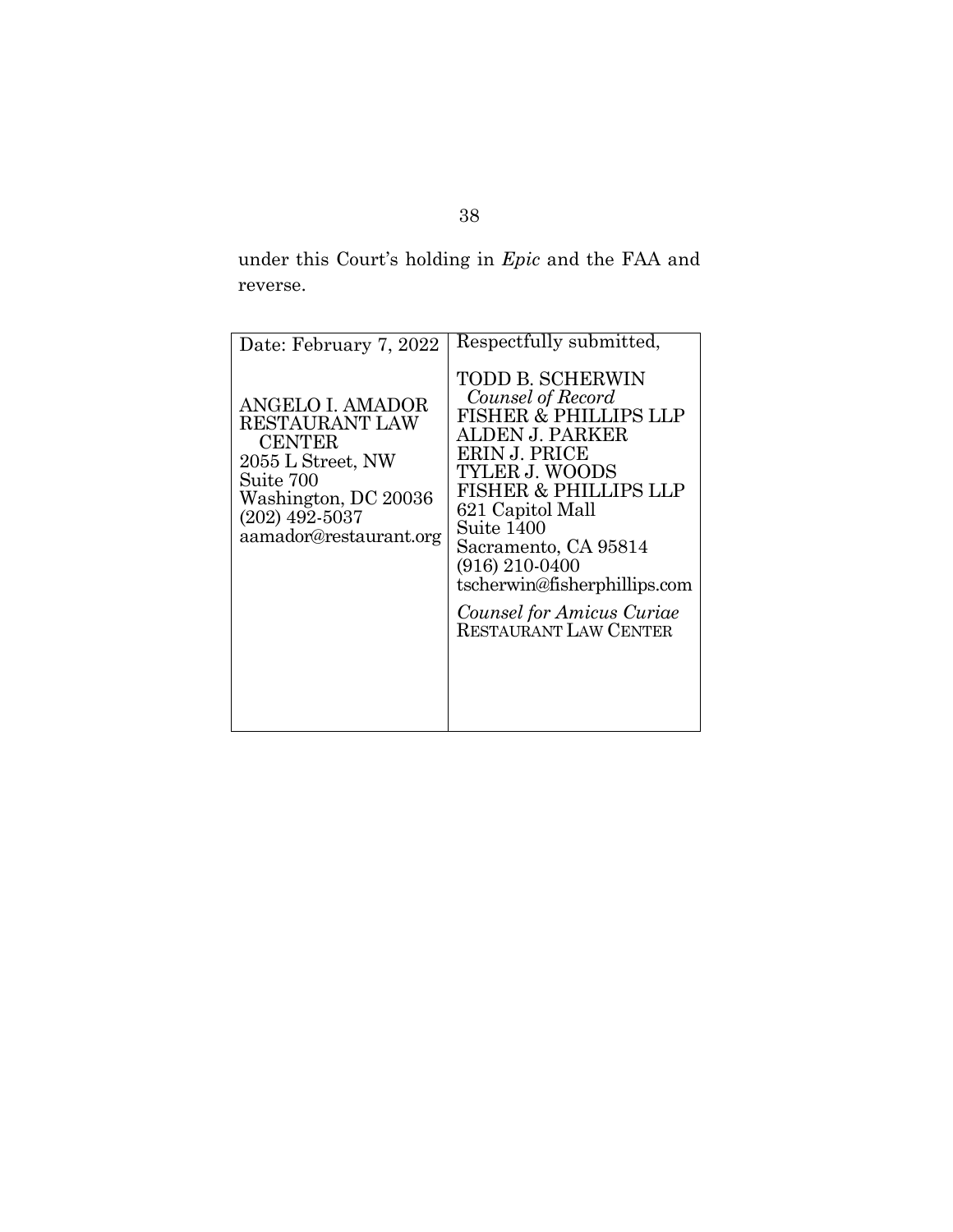under this Court's holding in *Epic* and the FAA and reverse.

| | |
|---|---|
| Date: February 7, 2022<br><br>ANGELO I. AMADOR<br>RESTAURANT LAW CENTER<br>2055 L Street, NW<br>Suite 700<br>Washington, DC 20036<br>(202) 492-5037<br>aamador@restaurant.org | Respectfully submitted,<br><br>TODD B. SCHERWIN<br>*Counsel of Record*<br>FISHER & PHILLIPS LLP<br>ALDEN J. PARKER<br>ERIN J. PRICE<br>TYLER J. WOODS<br>FISHER & PHILLIPS LLP<br>621 Capitol Mall<br>Suite 1400<br>Sacramento, CA 95814<br>(916) 210-0400<br>tscherwin@fisherphillips.com<br><br>*Counsel for Amicus Curiae*<br>RESTAURANT LAW CENTER |